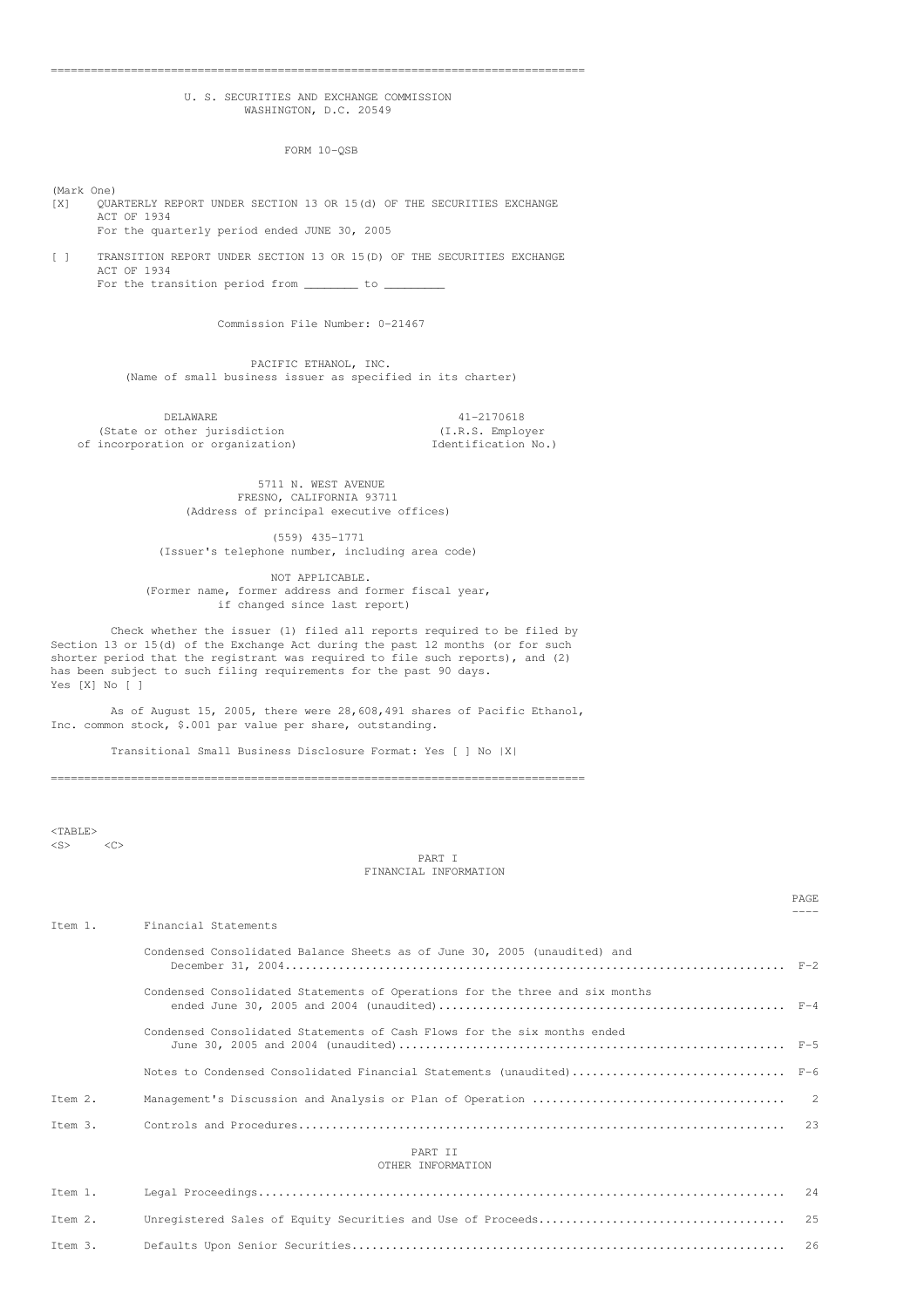# U. S. SECURITIES AND EXCHANGE COMMISSION
WASHINGTON, D.C. 20549

## FORM 10-QSB

(Mark One)

[X] QUARTERLY REPORT UNDER SECTION 13 OR 15(d) OF THE SECURITIES EXCHANGE ACT OF 1934
For the quarterly period ended JUNE 30, 2005

[ ] TRANSITION REPORT UNDER SECTION 13 OR 15(D) OF THE SECURITIES EXCHANGE ACT OF 1934
For the transition period from ________ to _________

Commission File Number: 0-21467

**PACIFIC ETHANOL, INC.**
(Name of small business issuer as specified in its charter)

| DELAWARE | 41-2170618 |
|---|---|
| (State or other jurisdiction of incorporation or organization) | (I.R.S. Employer Identification No.) |

5711 N. WEST AVENUE
FRESNO, CALIFORNIA 93711
(Address of principal executive offices)

(559) 435-1771
(Issuer's telephone number, including area code)

NOT APPLICABLE.
(Former name, former address and former fiscal year, if changed since last report)

Check whether the issuer (1) filed all reports required to be filed by Section 13 or 15(d) of the Exchange Act during the past 12 months (or for such shorter period that the registrant was required to file such reports), and (2) has been subject to such filing requirements for the past 90 days.
Yes [X] No [ ]

As of August 15, 2005, there were 28,608,491 shares of Pacific Ethanol, Inc. common stock, $.001 par value per share, outstanding.

Transitional Small Business Disclosure Format: Yes [ ] No |X|

## PART I
### FINANCIAL INFORMATION

| | | PAGE |
|---|---|---|
| Item 1. | Financial Statements | |
| | Condensed Consolidated Balance Sheets as of June 30, 2005 (unaudited) and December 31, 2004 | F-2 |
| | Condensed Consolidated Statements of Operations for the three and six months ended June 30, 2005 and 2004 (unaudited) | F-4 |
| | Condensed Consolidated Statements of Cash Flows for the six months ended June 30, 2005 and 2004 (unaudited) | F-5 |
| | Notes to Condensed Consolidated Financial Statements (unaudited) | F-6 |
| Item 2. | Management's Discussion and Analysis or Plan of Operation | 2 |
| Item 3. | Controls and Procedures | 23 |

## PART II
### OTHER INFORMATION

| | | |
|---|---|---|
| Item 1. | Legal Proceedings | 24 |
| Item 2. | Unregistered Sales of Equity Securities and Use of Proceeds | 25 |
| Item 3. | Defaults Upon Senior Securities | 26 |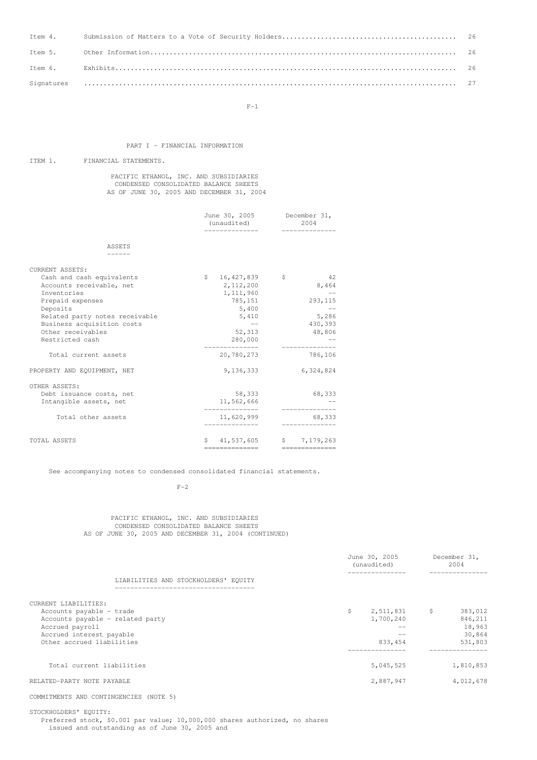| | | |
|---|---|---|
| Item 4. | Submission of Matters to a Vote of Security Holders | 26 |
| Item 5. | Other Information | 26 |
| Item 6. | Exhibits | 26 |
| Signatures | | 27 |

## PART I - FINANCIAL INFORMATION

### ITEM 1. FINANCIAL STATEMENTS.

PACIFIC ETHANOL, INC. AND SUBSIDIARIES
CONDENSED CONSOLIDATED BALANCE SHEETS
AS OF JUNE 30, 2005 AND DECEMBER 31, 2004

| | June 30, 2005 (unaudited) | December 31, 2004 |
|---|---|---|
| **ASSETS** | | |
| CURRENT ASSETS: | | |
| Cash and cash equivalents | $ 16,427,839 | $ 42 |
| Accounts receivable, net | 2,112,200 | 8,464 |
| Inventories | 1,111,960 | -- |
| Prepaid expenses | 785,151 | 293,115 |
| Deposits | 5,400 | -- |
| Related party notes receivable | 5,410 | 5,286 |
| Business acquisition costs | -- | 430,393 |
| Other receivables | 52,313 | 48,806 |
| Restricted cash | 280,000 | -- |
| Total current assets | 20,780,273 | 786,106 |
| PROPERTY AND EQUIPMENT, NET | 9,136,333 | 6,324,824 |
| OTHER ASSETS: | | |
| Debt issuance costs, net | 58,333 | 68,333 |
| Intangible assets, net | 11,562,666 | -- |
| Total other assets | 11,620,999 | 68,333 |
| TOTAL ASSETS | $ 41,537,605 | $ 7,179,263 |

See accompanying notes to condensed consolidated financial statements.

PACIFIC ETHANOL, INC. AND SUBSIDIARIES
CONDENSED CONSOLIDATED BALANCE SHEETS
AS OF JUNE 30, 2005 AND DECEMBER 31, 2004 (CONTINUED)

| | June 30, 2005 (unaudited) | December 31, 2004 |
|---|---|---|
| **LIABILITIES AND STOCKHOLDERS' EQUITY** | | |
| CURRENT LIABILITIES: | | |
| Accounts payable - trade | $ 2,511,831 | $ 383,012 |
| Accounts payable - related party | 1,700,240 | 846,211 |
| Accrued payroll | -- | 18,963 |
| Accrued interest payable | -- | 30,864 |
| Other accrued liabilities | 833,454 | 531,803 |
| Total current liabilities | 5,045,525 | 1,810,853 |
| RELATED-PARTY NOTE PAYABLE | 2,887,947 | 4,012,678 |
| COMMITMENTS AND CONTINGENCIES (NOTE 5) | | |
| STOCKHOLDERS' EQUITY: | | |
| Preferred stock, $0.001 par value; 10,000,000 shares authorized, no shares issued and outstanding as of June 30, 2005 and | | |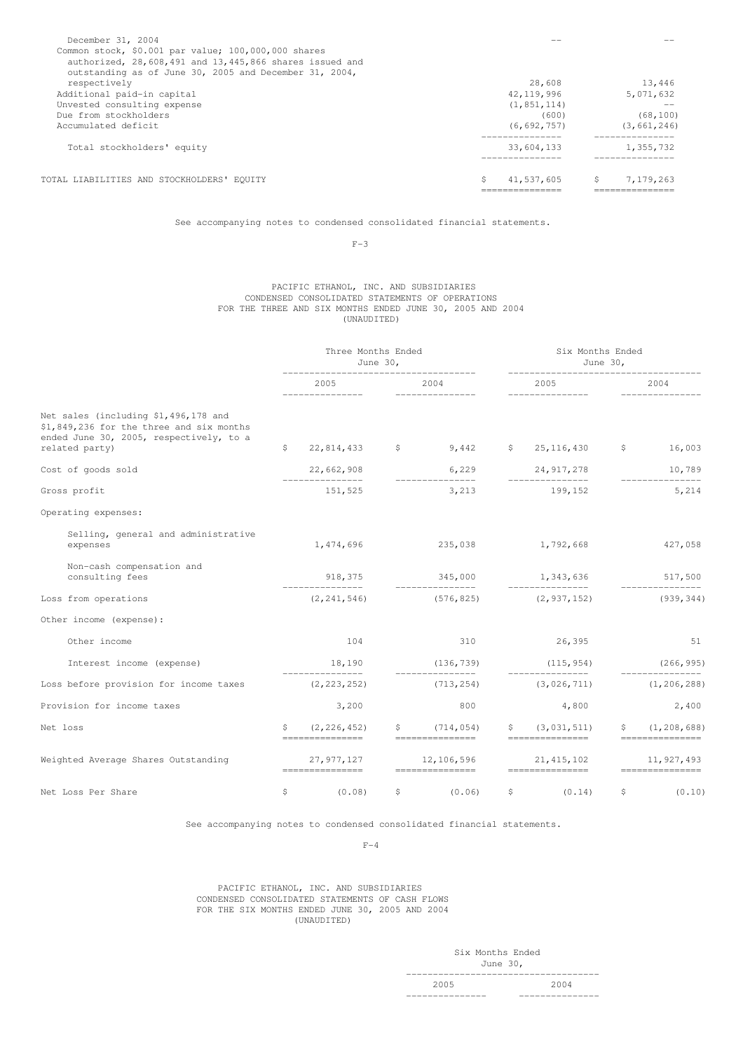| | | |
|---|---|---|
| December 31, 2004 | -- | -- |
| Common stock, $0.001 par value; 100,000,000 shares authorized, 28,608,491 and 13,445,866 shares issued and outstanding as of June 30, 2005 and December 31, 2004, respectively | 28,608 | 13,446 |
| Additional paid-in capital | 42,119,996 | 5,071,632 |
| Unvested consulting expense | (1,851,114) | -- |
| Due from stockholders | (600) | (68,100) |
| Accumulated deficit | (6,692,757) | (3,661,246) |
| Total stockholders' equity | 33,604,133 | 1,355,732 |
| TOTAL LIABILITIES AND STOCKHOLDERS' EQUITY | $ 41,537,605 | $ 7,179,263 |

See accompanying notes to condensed consolidated financial statements.

PACIFIC ETHANOL, INC. AND SUBSIDIARIES
CONDENSED CONSOLIDATED STATEMENTS OF OPERATIONS
FOR THE THREE AND SIX MONTHS ENDED JUNE 30, 2005 AND 2004
(UNAUDITED)

| | Three Months Ended June 30, | | Six Months Ended June 30, | |
|---|---|---|---|---|
| | 2005 | 2004 | 2005 | 2004 |
| Net sales (including $1,496,178 and $1,849,236 for the three and six months ended June 30, 2005, respectively, to a related party) | $ 22,814,433 | $ 9,442 | $ 25,116,430 | $ 16,003 |
| Cost of goods sold | 22,662,908 | 6,229 | 24,917,278 | 10,789 |
| Gross profit | 151,525 | 3,213 | 199,152 | 5,214 |
| Operating expenses: | | | | |
| Selling, general and administrative expenses | 1,474,696 | 235,038 | 1,792,668 | 427,058 |
| Non-cash compensation and consulting fees | 918,375 | 345,000 | 1,343,636 | 517,500 |
| Loss from operations | (2,241,546) | (576,825) | (2,937,152) | (939,344) |
| Other income (expense): | | | | |
| Other income | 104 | 310 | 26,395 | 51 |
| Interest income (expense) | 18,190 | (136,739) | (115,954) | (266,995) |
| Loss before provision for income taxes | (2,223,252) | (713,254) | (3,026,711) | (1,206,288) |
| Provision for income taxes | 3,200 | 800 | 4,800 | 2,400 |
| Net loss | $ (2,226,452) | $ (714,054) | $ (3,031,511) | $ (1,208,688) |
| Weighted Average Shares Outstanding | 27,977,127 | 12,106,596 | 21,415,102 | 11,927,493 |
| Net Loss Per Share | $ (0.08) | $ (0.06) | $ (0.14) | $ (0.10) |

See accompanying notes to condensed consolidated financial statements.

PACIFIC ETHANOL, INC. AND SUBSIDIARIES
CONDENSED CONSOLIDATED STATEMENTS OF CASH FLOWS
FOR THE SIX MONTHS ENDED JUNE 30, 2005 AND 2004
(UNAUDITED)

| | Six Months Ended June 30, | |
|---|---|---|
| | 2005 | 2004 |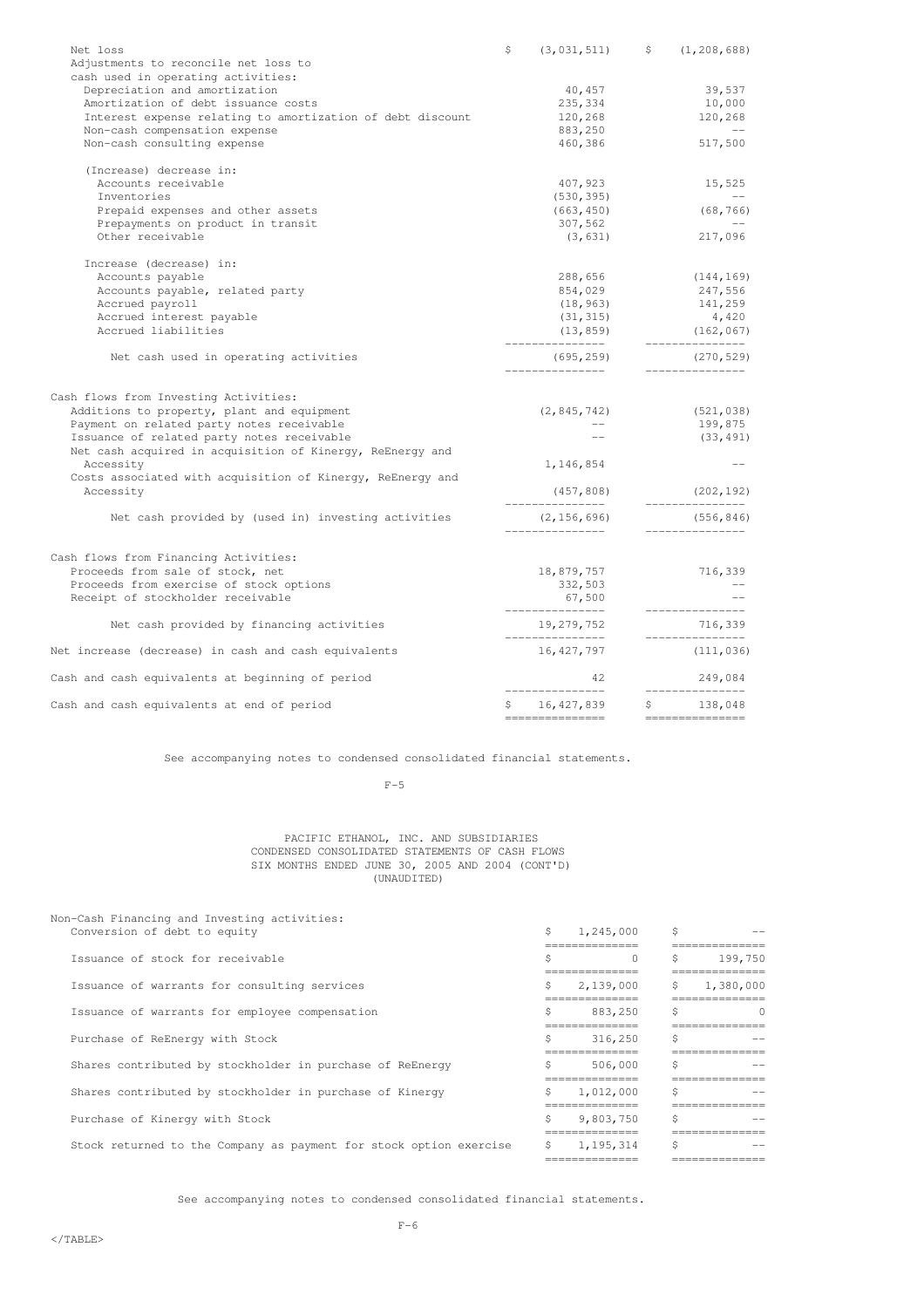| | 2005 | 2004 |
|---|---|---|
| Net loss | $ (3,031,511) | $ (1,208,688) |
| Adjustments to reconcile net loss to cash used in operating activities: | | |
| Depreciation and amortization | 40,457 | 39,537 |
| Amortization of debt issuance costs | 235,334 | 10,000 |
| Interest expense relating to amortization of debt discount | 120,268 | 120,268 |
| Non-cash compensation expense | 883,250 | -- |
| Non-cash consulting expense | 460,386 | 517,500 |
| (Increase) decrease in: | | |
| Accounts receivable | 407,923 | 15,525 |
| Inventories | (530,395) | -- |
| Prepaid expenses and other assets | (663,450) | (68,766) |
| Prepayments on product in transit | 307,562 | -- |
| Other receivable | (3,631) | 217,096 |
| Increase (decrease) in: | | |
| Accounts payable | 288,656 | (144,169) |
| Accounts payable, related party | 854,029 | 247,556 |
| Accrued payroll | (18,963) | 141,259 |
| Accrued interest payable | (31,315) | 4,420 |
| Accrued liabilities | (13,859) | (162,067) |
| Net cash used in operating activities | (695,259) | (270,529) |
| Cash flows from Investing Activities: | | |
| Additions to property, plant and equipment | (2,845,742) | (521,038) |
| Payment on related party notes receivable | -- | 199,875 |
| Issuance of related party notes receivable | -- | (33,491) |
| Net cash acquired in acquisition of Kinergy, ReEnergy and Accessity | 1,146,854 | -- |
| Costs associated with acquisition of Kinergy, ReEnergy and Accessity | (457,808) | (202,192) |
| Net cash provided by (used in) investing activities | (2,156,696) | (556,846) |
| Cash flows from Financing Activities: | | |
| Proceeds from sale of stock, net | 18,879,757 | 716,339 |
| Proceeds from exercise of stock options | 332,503 | -- |
| Receipt of stockholder receivable | 67,500 | -- |
| Net cash provided by financing activities | 19,279,752 | 716,339 |
| Net increase (decrease) in cash and cash equivalents | 16,427,797 | (111,036) |
| Cash and cash equivalents at beginning of period | 42 | 249,084 |
| Cash and cash equivalents at end of period | $ 16,427,839 | $ 138,048 |

See accompanying notes to condensed consolidated financial statements.

PACIFIC ETHANOL, INC. AND SUBSIDIARIES
CONDENSED CONSOLIDATED STATEMENTS OF CASH FLOWS
SIX MONTHS ENDED JUNE 30, 2005 AND 2004 (CONT'D)
(UNAUDITED)

| | 2005 | 2004 |
|---|---|---|
| Non-Cash Financing and Investing activities: | | |
| Conversion of debt to equity | $ 1,245,000 | $ -- |
| Issuance of stock for receivable | $ 0 | $ 199,750 |
| Issuance of warrants for consulting services | $ 2,139,000 | $ 1,380,000 |
| Issuance of warrants for employee compensation | $ 883,250 | $ 0 |
| Purchase of ReEnergy with Stock | $ 316,250 | $ -- |
| Shares contributed by stockholder in purchase of ReEnergy | $ 506,000 | $ -- |
| Shares contributed by stockholder in purchase of Kinergy | $ 1,012,000 | $ -- |
| Purchase of Kinergy with Stock | $ 9,803,750 | $ -- |
| Stock returned to the Company as payment for stock option exercise | $ 1,195,314 | $ -- |

See accompanying notes to condensed consolidated financial statements.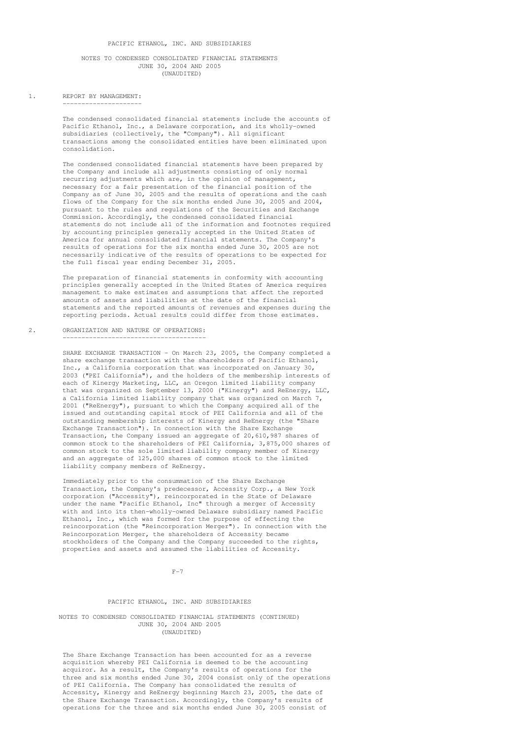PACIFIC ETHANOL, INC. AND SUBSIDIARIES

NOTES TO CONDENSED CONSOLIDATED FINANCIAL STATEMENTS
JUNE 30, 2004 AND 2005
(UNAUDITED)

## 1. REPORT BY MANAGEMENT:

The condensed consolidated financial statements include the accounts of Pacific Ethanol, Inc., a Delaware corporation, and its wholly-owned subsidiaries (collectively, the "Company"). All significant transactions among the consolidated entities have been eliminated upon consolidation.

The condensed consolidated financial statements have been prepared by the Company and include all adjustments consisting of only normal recurring adjustments which are, in the opinion of management, necessary for a fair presentation of the financial position of the Company as of June 30, 2005 and the results of operations and the cash flows of the Company for the six months ended June 30, 2005 and 2004, pursuant to the rules and regulations of the Securities and Exchange Commission. Accordingly, the condensed consolidated financial statements do not include all of the information and footnotes required by accounting principles generally accepted in the United States of America for annual consolidated financial statements. The Company's results of operations for the six months ended June 30, 2005 are not necessarily indicative of the results of operations to be expected for the full fiscal year ending December 31, 2005.

The preparation of financial statements in conformity with accounting principles generally accepted in the United States of America requires management to make estimates and assumptions that affect the reported amounts of assets and liabilities at the date of the financial statements and the reported amounts of revenues and expenses during the reporting periods. Actual results could differ from those estimates.

## 2. ORGANIZATION AND NATURE OF OPERATIONS:

SHARE EXCHANGE TRANSACTION - On March 23, 2005, the Company completed a share exchange transaction with the shareholders of Pacific Ethanol, Inc., a California corporation that was incorporated on January 30, 2003 ("PEI California"), and the holders of the membership interests of each of Kinergy Marketing, LLC, an Oregon limited liability company that was organized on September 13, 2000 ("Kinergy") and ReEnergy, LLC, a California limited liability company that was organized on March 7, 2001 ("ReEnergy"), pursuant to which the Company acquired all of the issued and outstanding capital stock of PEI California and all of the outstanding membership interests of Kinergy and ReEnergy (the "Share Exchange Transaction"). In connection with the Share Exchange Transaction, the Company issued an aggregate of 20,610,987 shares of common stock to the shareholders of PEI California, 3,875,000 shares of common stock to the sole limited liability company member of Kinergy and an aggregate of 125,000 shares of common stock to the limited liability company members of ReEnergy.

Immediately prior to the consummation of the Share Exchange Transaction, the Company's predecessor, Accessity Corp., a New York corporation ("Accessity"), reincorporated in the State of Delaware under the name "Pacific Ethanol, Inc" through a merger of Accessity with and into its then-wholly-owned Delaware subsidiary named Pacific Ethanol, Inc., which was formed for the purpose of effecting the reincorporation (the "Reincorporation Merger"). In connection with the Reincorporation Merger, the shareholders of Accessity became stockholders of the Company and the Company succeeded to the rights, properties and assets and assumed the liabilities of Accessity.

The Share Exchange Transaction has been accounted for as a reverse acquisition whereby PEI California is deemed to be the accounting acquiror. As a result, the Company's results of operations for the three and six months ended June 30, 2004 consist only of the operations of PEI California. The Company has consolidated the results of Accessity, Kinergy and ReEnergy beginning March 23, 2005, the date of the Share Exchange Transaction. Accordingly, the Company's results of operations for the three and six months ended June 30, 2005 consist of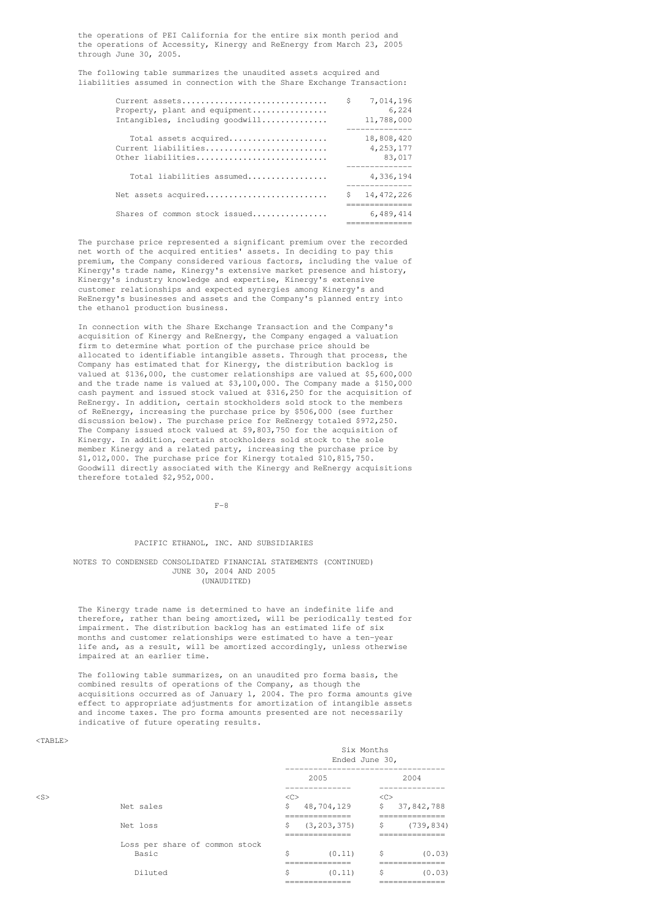the operations of PEI California for the entire six month period and the operations of Accessity, Kinergy and ReEnergy from March 23, 2005 through June 30, 2005.

The following table summarizes the unaudited assets acquired and liabilities assumed in connection with the Share Exchange Transaction:

| | |
|---|---|
| Current assets | $ 7,014,196 |
| Property, plant and equipment | 6,224 |
| Intangibles, including goodwill | 11,788,000 |
| Total assets acquired | 18,808,420 |
| Current liabilities | 4,253,177 |
| Other liabilities | 83,017 |
| Total liabilities assumed | 4,336,194 |
| Net assets acquired | $ 14,472,226 |
| Shares of common stock issued | 6,489,414 |

The purchase price represented a significant premium over the recorded net worth of the acquired entities' assets. In deciding to pay this premium, the Company considered various factors, including the value of Kinergy's trade name, Kinergy's extensive market presence and history, Kinergy's industry knowledge and expertise, Kinergy's extensive customer relationships and expected synergies among Kinergy's and ReEnergy's businesses and assets and the Company's planned entry into the ethanol production business.

In connection with the Share Exchange Transaction and the Company's acquisition of Kinergy and ReEnergy, the Company engaged a valuation firm to determine what portion of the purchase price should be allocated to identifiable intangible assets. Through that process, the Company has estimated that for Kinergy, the distribution backlog is valued at $136,000, the customer relationships are valued at $5,600,000 and the trade name is valued at $3,100,000. The Company made a $150,000 cash payment and issued stock valued at $316,250 for the acquisition of ReEnergy. In addition, certain stockholders sold stock to the members of ReEnergy, increasing the purchase price by $506,000 (see further discussion below). The purchase price for ReEnergy totaled $972,250. The Company issued stock valued at $9,803,750 for the acquisition of Kinergy. In addition, certain stockholders sold stock to the sole member Kinergy and a related party, increasing the purchase price by $1,012,000. The purchase price for Kinergy totaled $10,815,750. Goodwill directly associated with the Kinergy and ReEnergy acquisitions therefore totaled $2,952,000.

The Kinergy trade name is determined to have an indefinite life and therefore, rather than being amortized, will be periodically tested for impairment. The distribution backlog has an estimated life of six months and customer relationships were estimated to have a ten-year life and, as a result, will be amortized accordingly, unless otherwise impaired at an earlier time.

The following table summarizes, on an unaudited pro forma basis, the combined results of operations of the Company, as though the acquisitions occurred as of January 1, 2004. The pro forma amounts give effect to appropriate adjustments for amortization of intangible assets and income taxes. The pro forma amounts presented are not necessarily indicative of future operating results.

| | Six Months Ended June 30, | |
|---|---|---|
| | 2005 | 2004 |
| Net sales | $ 48,704,129 | $ 37,842,788 |
| Net loss | $ (3,203,375) | $ (739,834) |
| Loss per share of common stock | | |
| Basic | $ (0.11) | $ (0.03) |
| Diluted | $ (0.11) | $ (0.03) |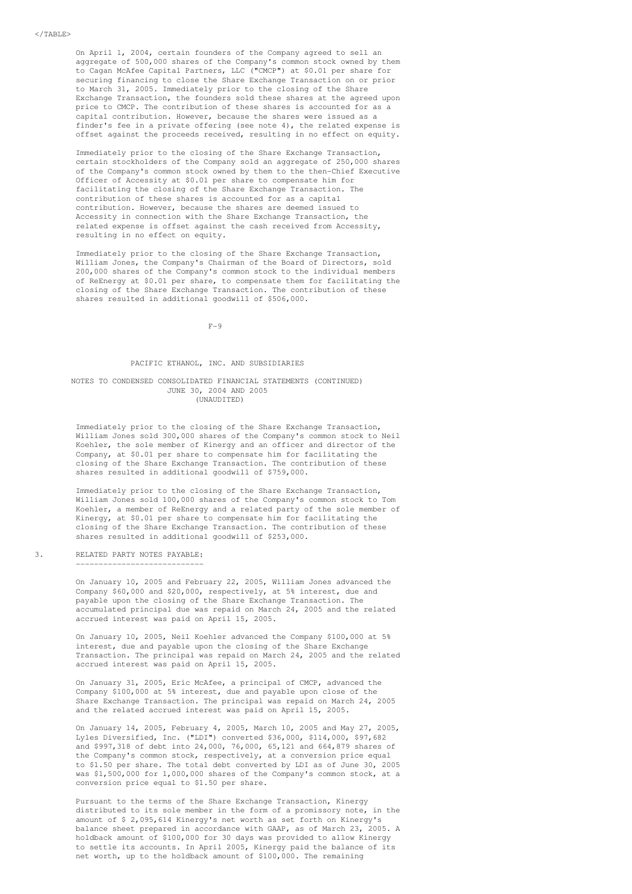On April 1, 2004, certain founders of the Company agreed to sell an aggregate of 500,000 shares of the Company's common stock owned by them to Cagan McAfee Capital Partners, LLC ("CMCP") at $0.01 per share for securing financing to close the Share Exchange Transaction on or prior to March 31, 2005. Immediately prior to the closing of the Share Exchange Transaction, the founders sold these shares at the agreed upon price to CMCP. The contribution of these shares is accounted for as a capital contribution. However, because the shares were issued as a finder's fee in a private offering (see note 4), the related expense is offset against the proceeds received, resulting in no effect on equity.

Immediately prior to the closing of the Share Exchange Transaction, certain stockholders of the Company sold an aggregate of 250,000 shares of the Company's common stock owned by them to the then-Chief Executive Officer of Accessity at $0.01 per share to compensate him for facilitating the closing of the Share Exchange Transaction. The contribution of these shares is accounted for as a capital contribution. However, because the shares are deemed issued to Accessity in connection with the Share Exchange Transaction, the related expense is offset against the cash received from Accessity, resulting in no effect on equity.

Immediately prior to the closing of the Share Exchange Transaction, William Jones, the Company's Chairman of the Board of Directors, sold 200,000 shares of the Company's common stock to the individual members of ReEnergy at $0.01 per share, to compensate them for facilitating the closing of the Share Exchange Transaction. The contribution of these shares resulted in additional goodwill of $506,000.

PACIFIC ETHANOL, INC. AND SUBSIDIARIES

NOTES TO CONDENSED CONSOLIDATED FINANCIAL STATEMENTS (CONTINUED)
JUNE 30, 2004 AND 2005
(UNAUDITED)

Immediately prior to the closing of the Share Exchange Transaction, William Jones sold 300,000 shares of the Company's common stock to Neil Koehler, the sole member of Kinergy and an officer and director of the Company, at $0.01 per share to compensate him for facilitating the closing of the Share Exchange Transaction. The contribution of these shares resulted in additional goodwill of $759,000.

Immediately prior to the closing of the Share Exchange Transaction, William Jones sold 100,000 shares of the Company's common stock to Tom Koehler, a member of ReEnergy and a related party of the sole member of Kinergy, at $0.01 per share to compensate him for facilitating the closing of the Share Exchange Transaction. The contribution of these shares resulted in additional goodwill of $253,000.

## 3. RELATED PARTY NOTES PAYABLE:

On January 10, 2005 and February 22, 2005, William Jones advanced the Company $60,000 and $20,000, respectively, at 5% interest, due and payable upon the closing of the Share Exchange Transaction. The accumulated principal due was repaid on March 24, 2005 and the related accrued interest was paid on April 15, 2005.

On January 10, 2005, Neil Koehler advanced the Company $100,000 at 5% interest, due and payable upon the closing of the Share Exchange Transaction. The principal was repaid on March 24, 2005 and the related accrued interest was paid on April 15, 2005.

On January 31, 2005, Eric McAfee, a principal of CMCP, advanced the Company $100,000 at 5% interest, due and payable upon close of the Share Exchange Transaction. The principal was repaid on March 24, 2005 and the related accrued interest was paid on April 15, 2005.

On January 14, 2005, February 4, 2005, March 10, 2005 and May 27, 2005, Lyles Diversified, Inc. ("LDI") converted $36,000, $114,000, $97,682 and $997,318 of debt into 24,000, 76,000, 65,121 and 664,879 shares of the Company's common stock, respectively, at a conversion price equal to $1.50 per share. The total debt converted by LDI as of June 30, 2005 was $1,500,000 for 1,000,000 shares of the Company's common stock, at a conversion price equal to $1.50 per share.

Pursuant to the terms of the Share Exchange Transaction, Kinergy distributed to its sole member in the form of a promissory note, in the amount of $ 2,095,614 Kinergy's net worth as set forth on Kinergy's balance sheet prepared in accordance with GAAP, as of March 23, 2005. A holdback amount of $100,000 for 30 days was provided to allow Kinergy to settle its accounts. In April 2005, Kinergy paid the balance of its net worth, up to the holdback amount of $100,000. The remaining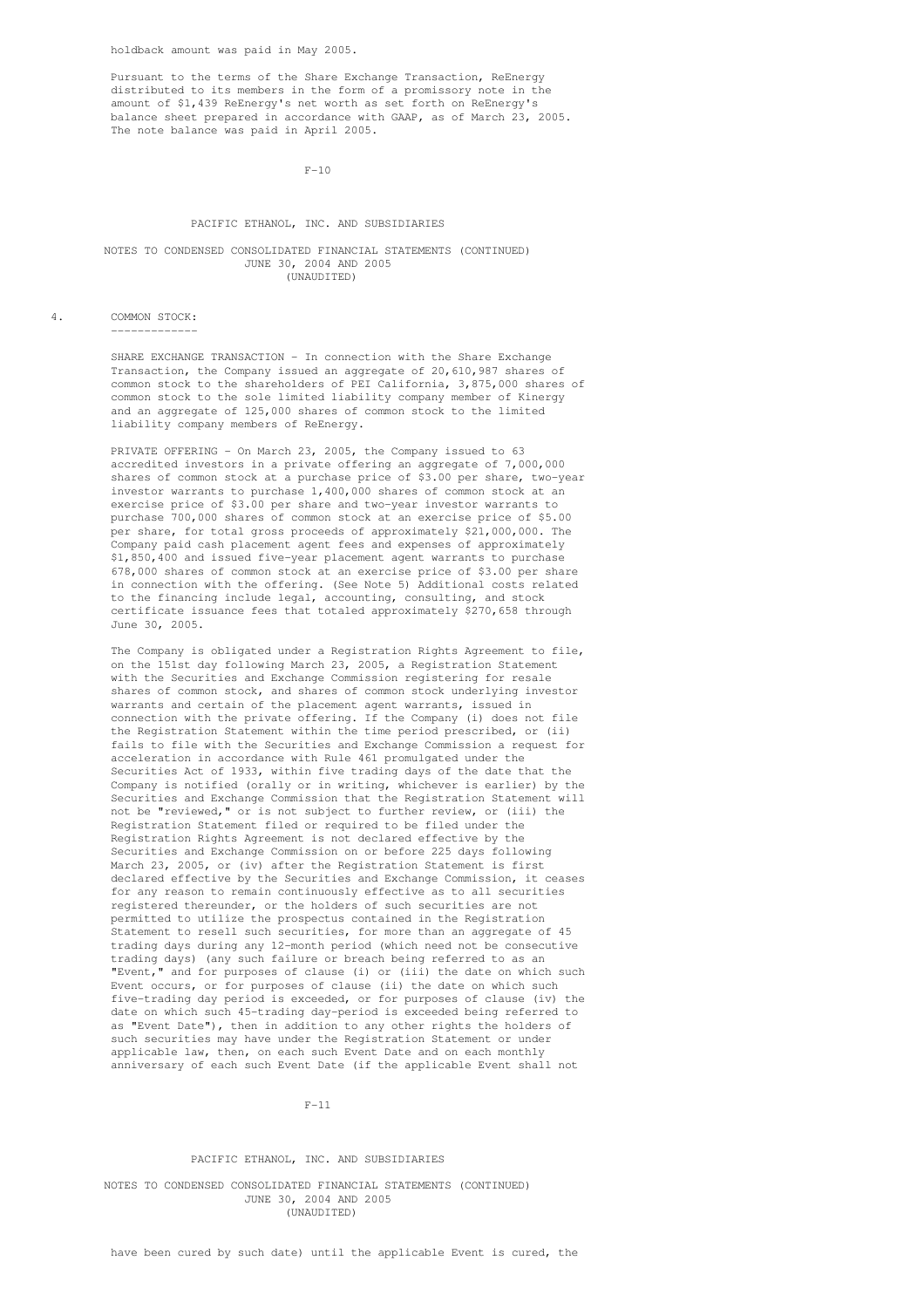holdback amount was paid in May 2005.

Pursuant to the terms of the Share Exchange Transaction, ReEnergy distributed to its members in the form of a promissory note in the amount of $1,439 ReEnergy's net worth as set forth on ReEnergy's balance sheet prepared in accordance with GAAP, as of March 23, 2005. The note balance was paid in April 2005.

PACIFIC ETHANOL, INC. AND SUBSIDIARIES

NOTES TO CONDENSED CONSOLIDATED FINANCIAL STATEMENTS (CONTINUED)
JUNE 30, 2004 AND 2005
(UNAUDITED)

## 4. COMMON STOCK:

SHARE EXCHANGE TRANSACTION - In connection with the Share Exchange Transaction, the Company issued an aggregate of 20,610,987 shares of common stock to the shareholders of PEI California, 3,875,000 shares of common stock to the sole limited liability company member of Kinergy and an aggregate of 125,000 shares of common stock to the limited liability company members of ReEnergy.

PRIVATE OFFERING - On March 23, 2005, the Company issued to 63 accredited investors in a private offering an aggregate of 7,000,000 shares of common stock at a purchase price of $3.00 per share, two-year investor warrants to purchase 1,400,000 shares of common stock at an exercise price of $3.00 per share and two-year investor warrants to purchase 700,000 shares of common stock at an exercise price of $5.00 per share, for total gross proceeds of approximately $21,000,000. The Company paid cash placement agent fees and expenses of approximately $1,850,400 and issued five-year placement agent warrants to purchase 678,000 shares of common stock at an exercise price of $3.00 per share in connection with the offering. (See Note 5) Additional costs related to the financing include legal, accounting, consulting, and stock certificate issuance fees that totaled approximately $270,658 through June 30, 2005.

The Company is obligated under a Registration Rights Agreement to file, on the 151st day following March 23, 2005, a Registration Statement with the Securities and Exchange Commission registering for resale shares of common stock, and shares of common stock underlying investor warrants and certain of the placement agent warrants, issued in connection with the private offering. If the Company (i) does not file the Registration Statement within the time period prescribed, or (ii) fails to file with the Securities and Exchange Commission a request for acceleration in accordance with Rule 461 promulgated under the Securities Act of 1933, within five trading days of the date that the Company is notified (orally or in writing, whichever is earlier) by the Securities and Exchange Commission that the Registration Statement will not be "reviewed," or is not subject to further review, or (iii) the Registration Statement filed or required to be filed under the Registration Rights Agreement is not declared effective by the Securities and Exchange Commission on or before 225 days following March 23, 2005, or (iv) after the Registration Statement is first declared effective by the Securities and Exchange Commission, it ceases for any reason to remain continuously effective as to all securities registered thereunder, or the holders of such securities are not permitted to utilize the prospectus contained in the Registration Statement to resell such securities, for more than an aggregate of 45 trading days during any 12-month period (which need not be consecutive trading days) (any such failure or breach being referred to as an "Event," and for purposes of clause (i) or (iii) the date on which such Event occurs, or for purposes of clause (ii) the date on which such five-trading day period is exceeded, or for purposes of clause (iv) the date on which such 45-trading day-period is exceeded being referred to as "Event Date"), then in addition to any other rights the holders of such securities may have under the Registration Statement or under applicable law, then, on each such Event Date and on each monthly anniversary of each such Event Date (if the applicable Event shall not

PACIFIC ETHANOL, INC. AND SUBSIDIARIES

NOTES TO CONDENSED CONSOLIDATED FINANCIAL STATEMENTS (CONTINUED)
JUNE 30, 2004 AND 2005
(UNAUDITED)

have been cured by such date) until the applicable Event is cured, the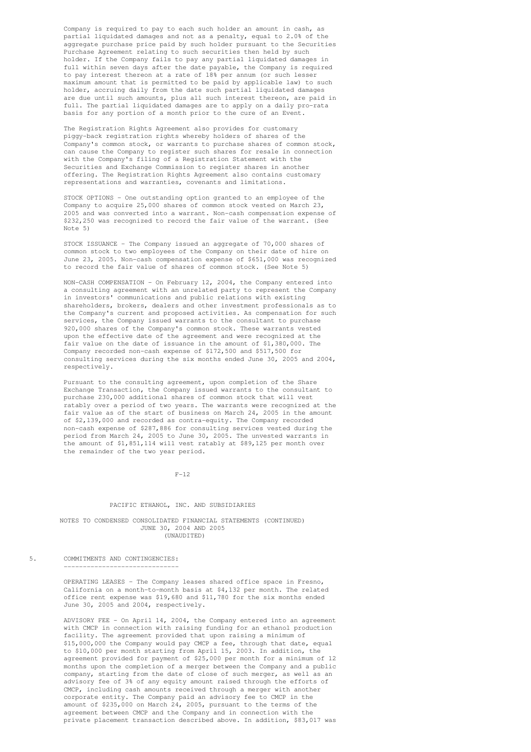Company is required to pay to each such holder an amount in cash, as partial liquidated damages and not as a penalty, equal to 2.0% of the aggregate purchase price paid by such holder pursuant to the Securities Purchase Agreement relating to such securities then held by such holder. If the Company fails to pay any partial liquidated damages in full within seven days after the date payable, the Company is required to pay interest thereon at a rate of 18% per annum (or such lesser maximum amount that is permitted to be paid by applicable law) to such holder, accruing daily from the date such partial liquidated damages are due until such amounts, plus all such interest thereon, are paid in full. The partial liquidated damages are to apply on a daily pro-rata basis for any portion of a month prior to the cure of an Event.

The Registration Rights Agreement also provides for customary piggy-back registration rights whereby holders of shares of the Company's common stock, or warrants to purchase shares of common stock, can cause the Company to register such shares for resale in connection with the Company's filing of a Registration Statement with the Securities and Exchange Commission to register shares in another offering. The Registration Rights Agreement also contains customary representations and warranties, covenants and limitations.

STOCK OPTIONS - One outstanding option granted to an employee of the Company to acquire 25,000 shares of common stock vested on March 23, 2005 and was converted into a warrant. Non-cash compensation expense of $232,250 was recognized to record the fair value of the warrant. (See Note 5)

STOCK ISSUANCE - The Company issued an aggregate of 70,000 shares of common stock to two employees of the Company on their date of hire on June 23, 2005. Non-cash compensation expense of $651,000 was recognized to record the fair value of shares of common stock. (See Note 5)

NON-CASH COMPENSATION - On February 12, 2004, the Company entered into a consulting agreement with an unrelated party to represent the Company in investors' communications and public relations with existing shareholders, brokers, dealers and other investment professionals as to the Company's current and proposed activities. As compensation for such services, the Company issued warrants to the consultant to purchase 920,000 shares of the Company's common stock. These warrants vested upon the effective date of the agreement and were recognized at the fair value on the date of issuance in the amount of $1,380,000. The Company recorded non-cash expense of $172,500 and $517,500 for consulting services during the six months ended June 30, 2005 and 2004, respectively.

Pursuant to the consulting agreement, upon completion of the Share Exchange Transaction, the Company issued warrants to the consultant to purchase 230,000 additional shares of common stock that will vest ratably over a period of two years. The warrants were recognized at the fair value as of the start of business on March 24, 2005 in the amount of $2,139,000 and recorded as contra-equity. The Company recorded non-cash expense of $287,886 for consulting services vested during the period from March 24, 2005 to June 30, 2005. The unvested warrants in the amount of $1,851,114 will vest ratably at $89,125 per month over the remainder of the two year period.

PACIFIC ETHANOL, INC. AND SUBSIDIARIES

NOTES TO CONDENSED CONSOLIDATED FINANCIAL STATEMENTS (CONTINUED)
JUNE 30, 2004 AND 2005
(UNAUDITED)

## 5. COMMITMENTS AND CONTINGENCIES:

OPERATING LEASES - The Company leases shared office space in Fresno, California on a month-to-month basis at $4,132 per month. The related office rent expense was $19,680 and $11,780 for the six months ended June 30, 2005 and 2004, respectively.

ADVISORY FEE - On April 14, 2004, the Company entered into an agreement with CMCP in connection with raising funding for an ethanol production facility. The agreement provided that upon raising a minimum of $15,000,000 the Company would pay CMCP a fee, through that date, equal to $10,000 per month starting from April 15, 2003. In addition, the agreement provided for payment of $25,000 per month for a minimum of 12 months upon the completion of a merger between the Company and a public company, starting from the date of close of such merger, as well as an advisory fee of 3% of any equity amount raised through the efforts of CMCP, including cash amounts received through a merger with another corporate entity. The Company paid an advisory fee to CMCP in the amount of $235,000 on March 24, 2005, pursuant to the terms of the agreement between CMCP and the Company and in connection with the private placement transaction described above. In addition, $83,017 was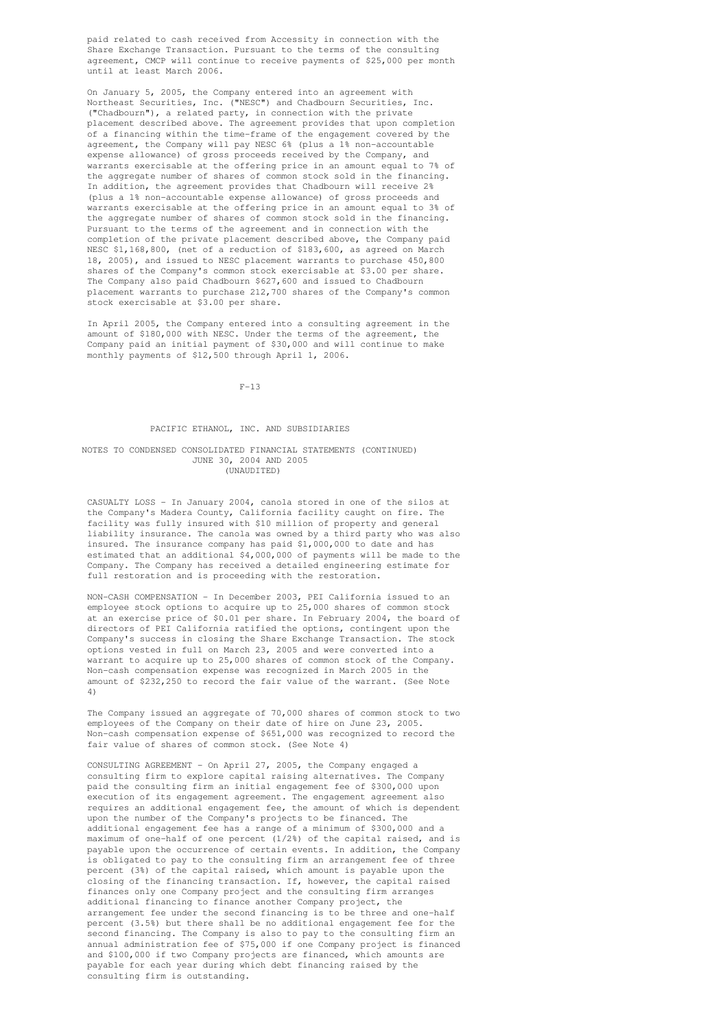paid related to cash received from Accessity in connection with the Share Exchange Transaction. Pursuant to the terms of the consulting agreement, CMCP will continue to receive payments of $25,000 per month until at least March 2006.

On January 5, 2005, the Company entered into an agreement with Northeast Securities, Inc. ("NESC") and Chadbourn Securities, Inc. ("Chadbourn"), a related party, in connection with the private placement described above. The agreement provides that upon completion of a financing within the time-frame of the engagement covered by the agreement, the Company will pay NESC 6% (plus a 1% non-accountable expense allowance) of gross proceeds received by the Company, and warrants exercisable at the offering price in an amount equal to 7% of the aggregate number of shares of common stock sold in the financing. In addition, the agreement provides that Chadbourn will receive 2% (plus a 1% non-accountable expense allowance) of gross proceeds and warrants exercisable at the offering price in an amount equal to 3% of the aggregate number of shares of common stock sold in the financing. Pursuant to the terms of the agreement and in connection with the completion of the private placement described above, the Company paid NESC $1,168,800, (net of a reduction of $183,600, as agreed on March 18, 2005), and issued to NESC placement warrants to purchase 450,800 shares of the Company's common stock exercisable at $3.00 per share. The Company also paid Chadbourn $627,600 and issued to Chadbourn placement warrants to purchase 212,700 shares of the Company's common stock exercisable at $3.00 per share.

In April 2005, the Company entered into a consulting agreement in the amount of $180,000 with NESC. Under the terms of the agreement, the Company paid an initial payment of $30,000 and will continue to make monthly payments of $12,500 through April 1, 2006.

PACIFIC ETHANOL, INC. AND SUBSIDIARIES

NOTES TO CONDENSED CONSOLIDATED FINANCIAL STATEMENTS (CONTINUED)
JUNE 30, 2004 AND 2005
(UNAUDITED)

CASUALTY LOSS - In January 2004, canola stored in one of the silos at the Company's Madera County, California facility caught on fire. The facility was fully insured with $10 million of property and general liability insurance. The canola was owned by a third party who was also insured. The insurance company has paid $1,000,000 to date and has estimated that an additional $4,000,000 of payments will be made to the Company. The Company has received a detailed engineering estimate for full restoration and is proceeding with the restoration.

NON-CASH COMPENSATION - In December 2003, PEI California issued to an employee stock options to acquire up to 25,000 shares of common stock at an exercise price of $0.01 per share. In February 2004, the board of directors of PEI California ratified the options, contingent upon the Company's success in closing the Share Exchange Transaction. The stock options vested in full on March 23, 2005 and were converted into a warrant to acquire up to 25,000 shares of common stock of the Company. Non-cash compensation expense was recognized in March 2005 in the amount of $232,250 to record the fair value of the warrant. (See Note 4)

The Company issued an aggregate of 70,000 shares of common stock to two employees of the Company on their date of hire on June 23, 2005. Non-cash compensation expense of $651,000 was recognized to record the fair value of shares of common stock. (See Note 4)

CONSULTING AGREEMENT - On April 27, 2005, the Company engaged a consulting firm to explore capital raising alternatives. The Company paid the consulting firm an initial engagement fee of $300,000 upon execution of its engagement agreement. The engagement agreement also requires an additional engagement fee, the amount of which is dependent upon the number of the Company's projects to be financed. The additional engagement fee has a range of a minimum of $300,000 and a maximum of one-half of one percent (1/2%) of the capital raised, and is payable upon the occurrence of certain events. In addition, the Company is obligated to pay to the consulting firm an arrangement fee of three percent (3%) of the capital raised, which amount is payable upon the closing of the financing transaction. If, however, the capital raised finances only one Company project and the consulting firm arranges additional financing to finance another Company project, the arrangement fee under the second financing is to be three and one-half percent (3.5%) but there shall be no additional engagement fee for the second financing. The Company is also to pay to the consulting firm an annual administration fee of $75,000 if one Company project is financed and $100,000 if two Company projects are financed, which amounts are payable for each year during which debt financing raised by the consulting firm is outstanding.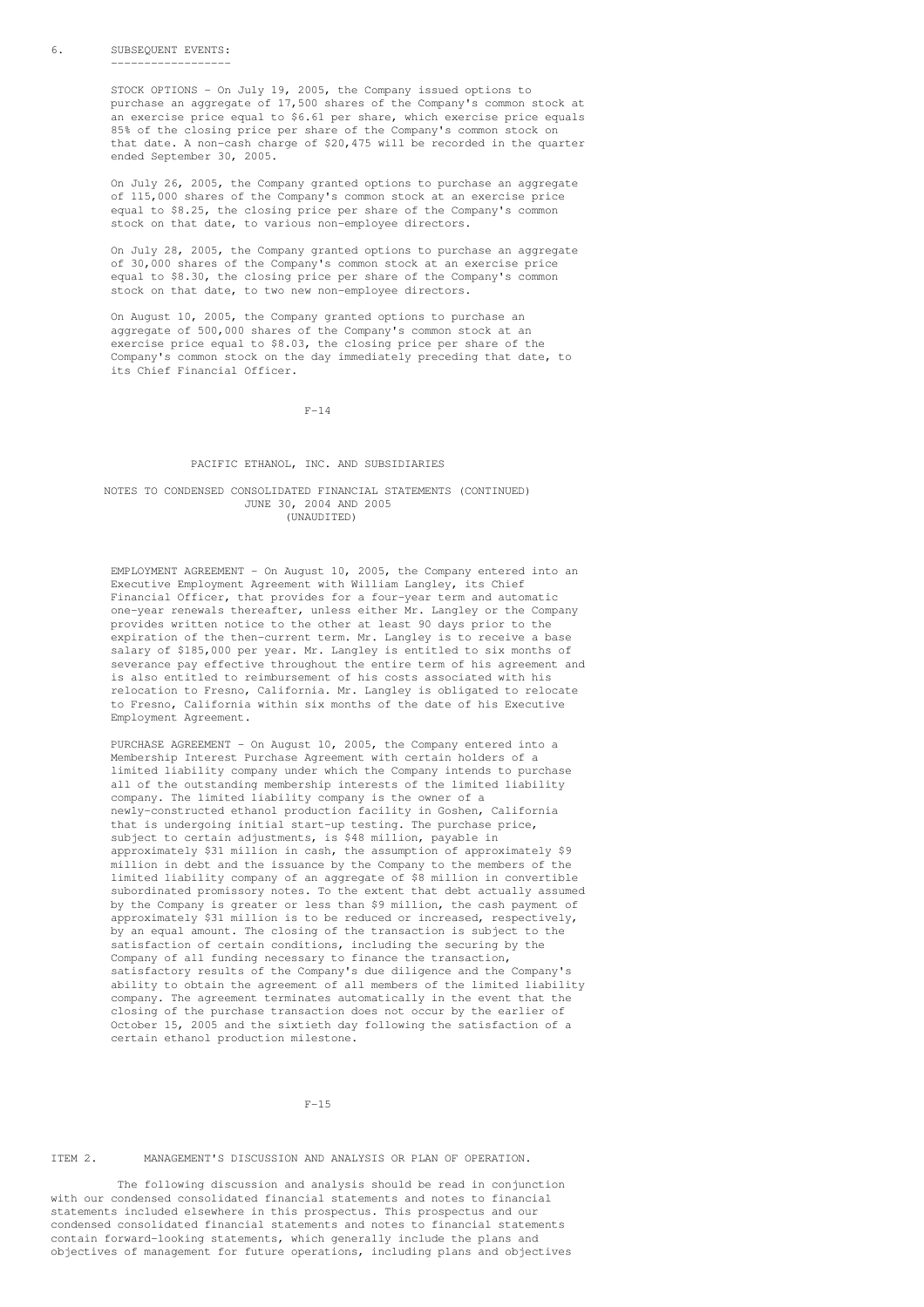6. SUBSEQUENT EVENTS:

STOCK OPTIONS - On July 19, 2005, the Company issued options to purchase an aggregate of 17,500 shares of the Company's common stock at an exercise price equal to $6.61 per share, which exercise price equals 85% of the closing price per share of the Company's common stock on that date. A non-cash charge of $20,475 will be recorded in the quarter ended September 30, 2005.

On July 26, 2005, the Company granted options to purchase an aggregate of 115,000 shares of the Company's common stock at an exercise price equal to $8.25, the closing price per share of the Company's common stock on that date, to various non-employee directors.

On July 28, 2005, the Company granted options to purchase an aggregate of 30,000 shares of the Company's common stock at an exercise price equal to $8.30, the closing price per share of the Company's common stock on that date, to two new non-employee directors.

On August 10, 2005, the Company granted options to purchase an aggregate of 500,000 shares of the Company's common stock at an exercise price equal to $8.03, the closing price per share of the Company's common stock on the day immediately preceding that date, to its Chief Financial Officer.

PACIFIC ETHANOL, INC. AND SUBSIDIARIES

NOTES TO CONDENSED CONSOLIDATED FINANCIAL STATEMENTS (CONTINUED)
JUNE 30, 2004 AND 2005
(UNAUDITED)

EMPLOYMENT AGREEMENT - On August 10, 2005, the Company entered into an Executive Employment Agreement with William Langley, its Chief Financial Officer, that provides for a four-year term and automatic one-year renewals thereafter, unless either Mr. Langley or the Company provides written notice to the other at least 90 days prior to the expiration of the then-current term. Mr. Langley is to receive a base salary of $185,000 per year. Mr. Langley is entitled to six months of severance pay effective throughout the entire term of his agreement and is also entitled to reimbursement of his costs associated with his relocation to Fresno, California. Mr. Langley is obligated to relocate to Fresno, California within six months of the date of his Executive Employment Agreement.

PURCHASE AGREEMENT - On August 10, 2005, the Company entered into a Membership Interest Purchase Agreement with certain holders of a limited liability company under which the Company intends to purchase all of the outstanding membership interests of the limited liability company. The limited liability company is the owner of a newly-constructed ethanol production facility in Goshen, California that is undergoing initial start-up testing. The purchase price, subject to certain adjustments, is $48 million, payable in approximately $31 million in cash, the assumption of approximately $9 million in debt and the issuance by the Company to the members of the limited liability company of an aggregate of $8 million in convertible subordinated promissory notes. To the extent that debt actually assumed by the Company is greater or less than $9 million, the cash payment of approximately $31 million is to be reduced or increased, respectively, by an equal amount. The closing of the transaction is subject to the satisfaction of certain conditions, including the securing by the Company of all funding necessary to finance the transaction, satisfactory results of the Company's due diligence and the Company's ability to obtain the agreement of all members of the limited liability company. The agreement terminates automatically in the event that the closing of the purchase transaction does not occur by the earlier of October 15, 2005 and the sixtieth day following the satisfaction of a certain ethanol production milestone.

ITEM 2. MANAGEMENT'S DISCUSSION AND ANALYSIS OR PLAN OF OPERATION.

The following discussion and analysis should be read in conjunction with our condensed consolidated financial statements and notes to financial statements included elsewhere in this prospectus. This prospectus and our condensed consolidated financial statements and notes to financial statements contain forward-looking statements, which generally include the plans and objectives of management for future operations, including plans and objectives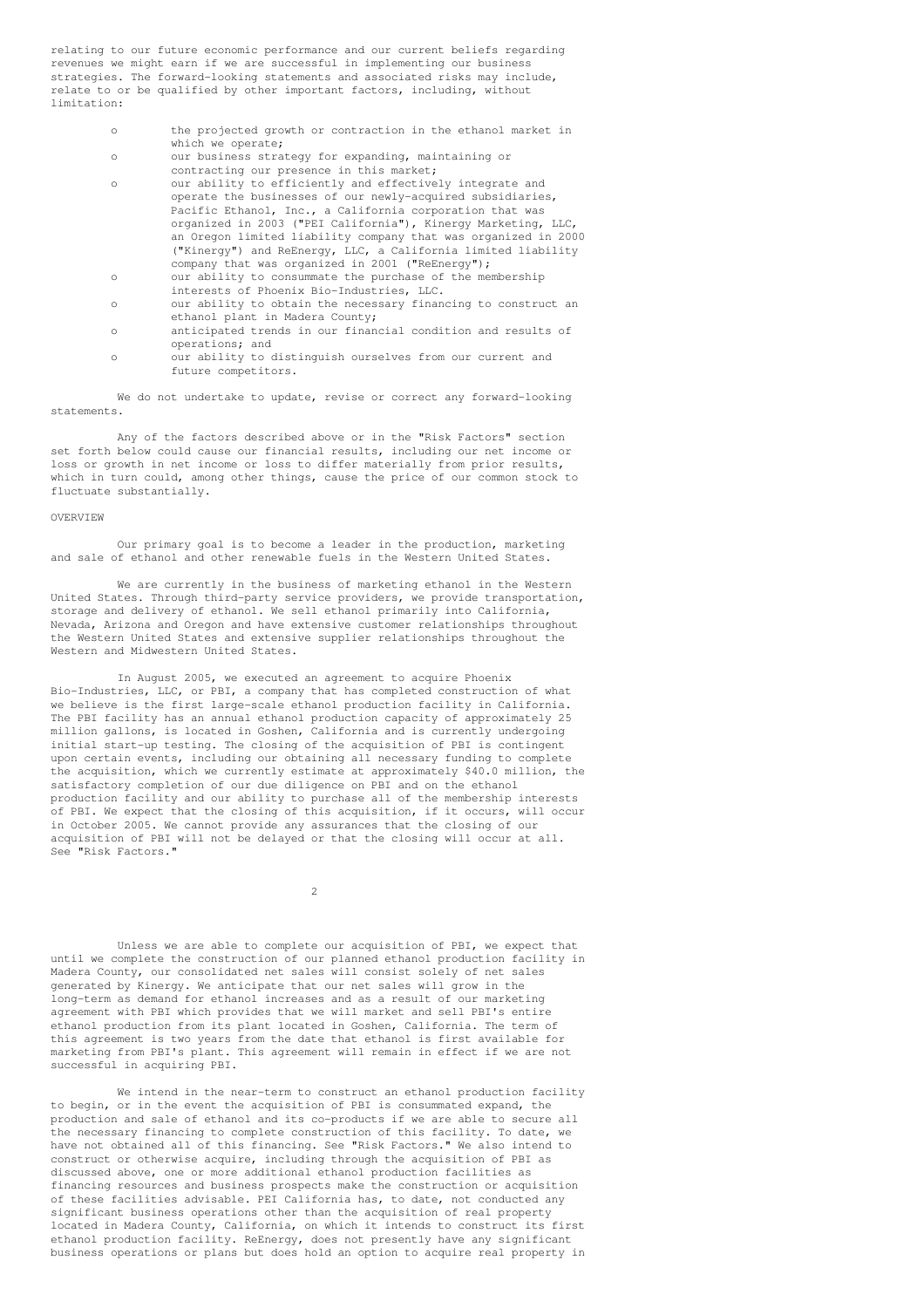relating to our future economic performance and our current beliefs regarding revenues we might earn if we are successful in implementing our business strategies. The forward-looking statements and associated risks may include, relate to or be qualified by other important factors, including, without limitation:

- the projected growth or contraction in the ethanol market in which we operate;
- our business strategy for expanding, maintaining or contracting our presence in this market;
- our ability to efficiently and effectively integrate and operate the businesses of our newly-acquired subsidiaries, Pacific Ethanol, Inc., a California corporation that was organized in 2003 ("PEI California"), Kinergy Marketing, LLC, an Oregon limited liability company that was organized in 2000 ("Kinergy") and ReEnergy, LLC, a California limited liability company that was organized in 2001 ("ReEnergy");
- our ability to consummate the purchase of the membership interests of Phoenix Bio-Industries, LLC.
- our ability to obtain the necessary financing to construct an ethanol plant in Madera County;
- anticipated trends in our financial condition and results of operations; and
- our ability to distinguish ourselves from our current and future competitors.

We do not undertake to update, revise or correct any forward-looking statements.

Any of the factors described above or in the "Risk Factors" section set forth below could cause our financial results, including our net income or loss or growth in net income or loss to differ materially from prior results, which in turn could, among other things, cause the price of our common stock to fluctuate substantially.

## OVERVIEW

Our primary goal is to become a leader in the production, marketing and sale of ethanol and other renewable fuels in the Western United States.

We are currently in the business of marketing ethanol in the Western United States. Through third-party service providers, we provide transportation, storage and delivery of ethanol. We sell ethanol primarily into California, Nevada, Arizona and Oregon and have extensive customer relationships throughout the Western United States and extensive supplier relationships throughout the Western and Midwestern United States.

In August 2005, we executed an agreement to acquire Phoenix Bio-Industries, LLC, or PBI, a company that has completed construction of what we believe is the first large-scale ethanol production facility in California. The PBI facility has an annual ethanol production capacity of approximately 25 million gallons, is located in Goshen, California and is currently undergoing initial start-up testing. The closing of the acquisition of PBI is contingent upon certain events, including our obtaining all necessary funding to complete the acquisition, which we currently estimate at approximately $40.0 million, the satisfactory completion of our due diligence on PBI and on the ethanol production facility and our ability to purchase all of the membership interests of PBI. We expect that the closing of this acquisition, if it occurs, will occur in October 2005. We cannot provide any assurances that the closing of our acquisition of PBI will not be delayed or that the closing will occur at all. See "Risk Factors."

Unless we are able to complete our acquisition of PBI, we expect that until we complete the construction of our planned ethanol production facility in Madera County, our consolidated net sales will consist solely of net sales generated by Kinergy. We anticipate that our net sales will grow in the long-term as demand for ethanol increases and as a result of our marketing agreement with PBI which provides that we will market and sell PBI's entire ethanol production from its plant located in Goshen, California. The term of this agreement is two years from the date that ethanol is first available for marketing from PBI's plant. This agreement will remain in effect if we are not successful in acquiring PBI.

We intend in the near-term to construct an ethanol production facility to begin, or in the event the acquisition of PBI is consummated expand, the production and sale of ethanol and its co-products if we are able to secure all the necessary financing to complete construction of this facility. To date, we have not obtained all of this financing. See "Risk Factors." We also intend to construct or otherwise acquire, including through the acquisition of PBI as discussed above, one or more additional ethanol production facilities as financing resources and business prospects make the construction or acquisition of these facilities advisable. PEI California has, to date, not conducted any significant business operations other than the acquisition of real property located in Madera County, California, on which it intends to construct its first ethanol production facility. ReEnergy, does not presently have any significant business operations or plans but does hold an option to acquire real property in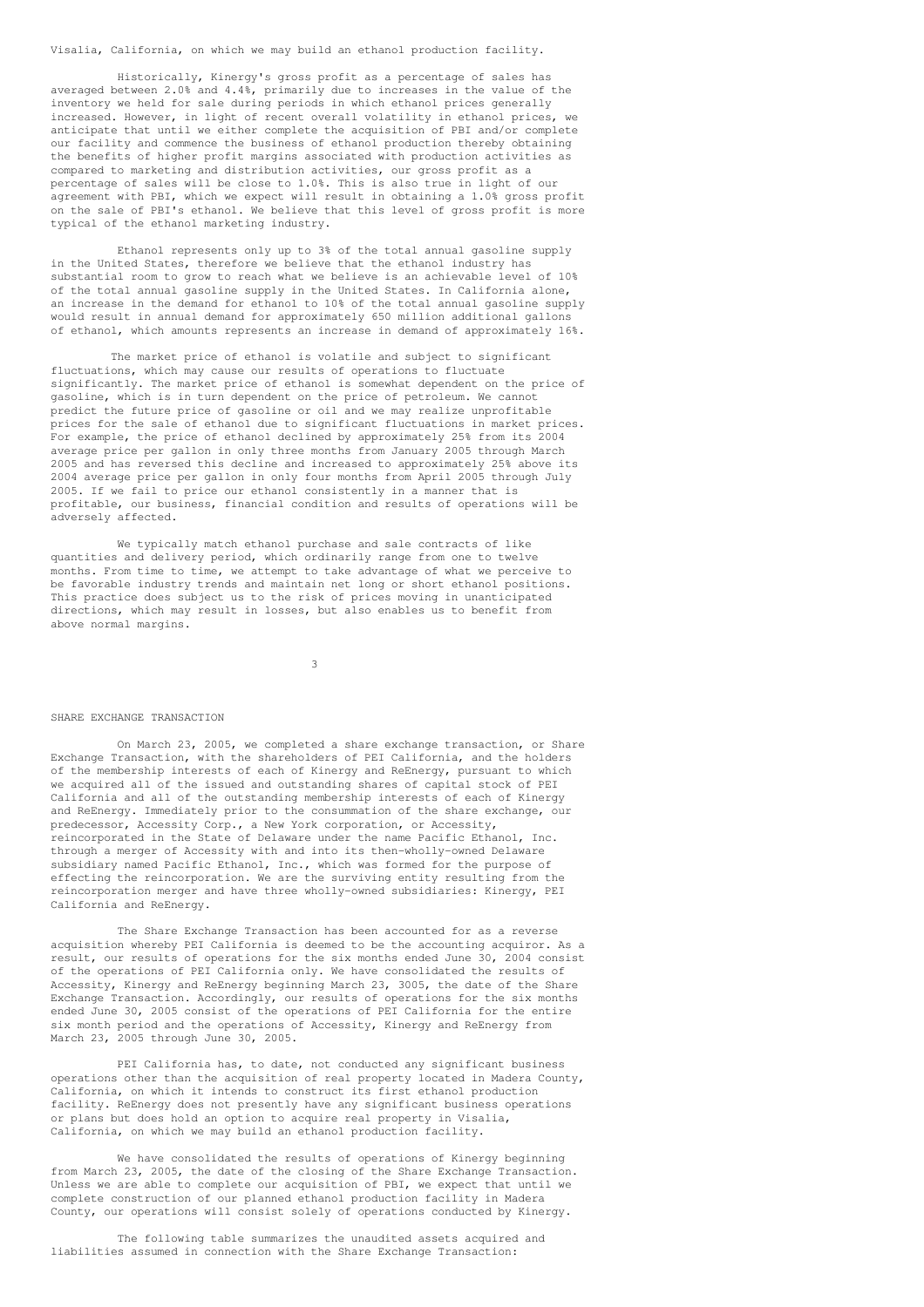Visalia, California, on which we may build an ethanol production facility.

Historically, Kinergy's gross profit as a percentage of sales has averaged between 2.0% and 4.4%, primarily due to increases in the value of the inventory we held for sale during periods in which ethanol prices generally increased. However, in light of recent overall volatility in ethanol prices, we anticipate that until we either complete the acquisition of PBI and/or complete our facility and commence the business of ethanol production thereby obtaining the benefits of higher profit margins associated with production activities as compared to marketing and distribution activities, our gross profit as a percentage of sales will be close to 1.0%. This is also true in light of our agreement with PBI, which we expect will result in obtaining a 1.0% gross profit on the sale of PBI's ethanol. We believe that this level of gross profit is more typical of the ethanol marketing industry.

Ethanol represents only up to 3% of the total annual gasoline supply in the United States, therefore we believe that the ethanol industry has substantial room to grow to reach what we believe is an achievable level of 10% of the total annual gasoline supply in the United States. In California alone, an increase in the demand for ethanol to 10% of the total annual gasoline supply would result in annual demand for approximately 650 million additional gallons of ethanol, which amounts represents an increase in demand of approximately 16%.

The market price of ethanol is volatile and subject to significant fluctuations, which may cause our results of operations to fluctuate significantly. The market price of ethanol is somewhat dependent on the price of gasoline, which is in turn dependent on the price of petroleum. We cannot predict the future price of gasoline or oil and we may realize unprofitable prices for the sale of ethanol due to significant fluctuations in market prices. For example, the price of ethanol declined by approximately 25% from its 2004 average price per gallon in only three months from January 2005 through March 2005 and has reversed this decline and increased to approximately 25% above its 2004 average price per gallon in only four months from April 2005 through July 2005. If we fail to price our ethanol consistently in a manner that is profitable, our business, financial condition and results of operations will be adversely affected.

We typically match ethanol purchase and sale contracts of like quantities and delivery period, which ordinarily range from one to twelve months. From time to time, we attempt to take advantage of what we perceive to be favorable industry trends and maintain net long or short ethanol positions. This practice does subject us to the risk of prices moving in unanticipated directions, which may result in losses, but also enables us to benefit from above normal margins.

## SHARE EXCHANGE TRANSACTION

On March 23, 2005, we completed a share exchange transaction, or Share Exchange Transaction, with the shareholders of PEI California, and the holders of the membership interests of each of Kinergy and ReEnergy, pursuant to which we acquired all of the issued and outstanding shares of capital stock of PEI California and all of the outstanding membership interests of each of Kinergy and ReEnergy. Immediately prior to the consummation of the share exchange, our predecessor, Accessity Corp., a New York corporation, or Accessity, reincorporated in the State of Delaware under the name Pacific Ethanol, Inc. through a merger of Accessity with and into its then-wholly-owned Delaware subsidiary named Pacific Ethanol, Inc., which was formed for the purpose of effecting the reincorporation. We are the surviving entity resulting from the reincorporation merger and have three wholly-owned subsidiaries: Kinergy, PEI California and ReEnergy.

The Share Exchange Transaction has been accounted for as a reverse acquisition whereby PEI California is deemed to be the accounting acquiror. As a result, our results of operations for the six months ended June 30, 2004 consist of the operations of PEI California only. We have consolidated the results of Accessity, Kinergy and ReEnergy beginning March 23, 3005, the date of the Share Exchange Transaction. Accordingly, our results of operations for the six months ended June 30, 2005 consist of the operations of PEI California for the entire six month period and the operations of Accessity, Kinergy and ReEnergy from March 23, 2005 through June 30, 2005.

PEI California has, to date, not conducted any significant business operations other than the acquisition of real property located in Madera County, California, on which it intends to construct its first ethanol production facility. ReEnergy does not presently have any significant business operations or plans but does hold an option to acquire real property in Visalia, California, on which we may build an ethanol production facility.

We have consolidated the results of operations of Kinergy beginning from March 23, 2005, the date of the closing of the Share Exchange Transaction. Unless we are able to complete our acquisition of PBI, we expect that until we complete construction of our planned ethanol production facility in Madera County, our operations will consist solely of operations conducted by Kinergy.

The following table summarizes the unaudited assets acquired and liabilities assumed in connection with the Share Exchange Transaction: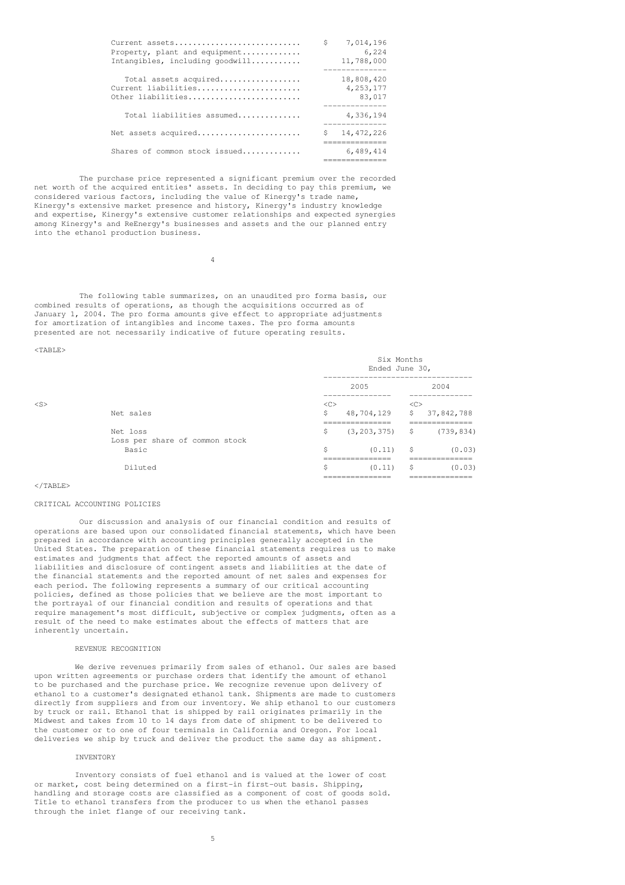| | |
|---|---|
| Current assets | $ 7,014,196 |
| Property, plant and equipment | 6,224 |
| Intangibles, including goodwill | 11,788,000 |
| Total assets acquired | 18,808,420 |
| Current liabilities | 4,253,177 |
| Other liabilities | 83,017 |
| Total liabilities assumed | 4,336,194 |
| Net assets acquired | $ 14,472,226 |
| Shares of common stock issued | 6,489,414 |

The purchase price represented a significant premium over the recorded net worth of the acquired entities' assets. In deciding to pay this premium, we considered various factors, including the value of Kinergy's trade name, Kinergy's extensive market presence and history, Kinergy's industry knowledge and expertise, Kinergy's extensive customer relationships and expected synergies among Kinergy's and ReEnergy's businesses and assets and the our planned entry into the ethanol production business.

The following table summarizes, on an unaudited pro forma basis, our combined results of operations, as though the acquisitions occurred as of January 1, 2004. The pro forma amounts give effect to appropriate adjustments for amortization of intangibles and income taxes. The pro forma amounts presented are not necessarily indicative of future operating results.

| | Six Months Ended June 30, | |
|---|---|---|
| | 2005 | 2004 |
| Net sales | $ 48,704,129 | $ 37,842,788 |
| Net loss | $ (3,203,375) | $ (739,834) |
| Loss per share of common stock | | |
| Basic | $ (0.11) | $ (0.03) |
| Diluted | $ (0.11) | $ (0.03) |

## CRITICAL ACCOUNTING POLICIES

Our discussion and analysis of our financial condition and results of operations are based upon our consolidated financial statements, which have been prepared in accordance with accounting principles generally accepted in the United States. The preparation of these financial statements requires us to make estimates and judgments that affect the reported amounts of assets and liabilities and disclosure of contingent assets and liabilities at the date of the financial statements and the reported amount of net sales and expenses for each period. The following represents a summary of our critical accounting policies, defined as those policies that we believe are the most important to the portrayal of our financial condition and results of operations and that require management's most difficult, subjective or complex judgments, often as a result of the need to make estimates about the effects of matters that are inherently uncertain.

### REVENUE RECOGNITION

We derive revenues primarily from sales of ethanol. Our sales are based upon written agreements or purchase orders that identify the amount of ethanol to be purchased and the purchase price. We recognize revenue upon delivery of ethanol to a customer's designated ethanol tank. Shipments are made to customers directly from suppliers and from our inventory. We ship ethanol to our customers by truck or rail. Ethanol that is shipped by rail originates primarily in the Midwest and takes from 10 to 14 days from date of shipment to be delivered to the customer or to one of four terminals in California and Oregon. For local deliveries we ship by truck and deliver the product the same day as shipment.

### INVENTORY

Inventory consists of fuel ethanol and is valued at the lower of cost or market, cost being determined on a first-in first-out basis. Shipping, handling and storage costs are classified as a component of cost of goods sold. Title to ethanol transfers from the producer to us when the ethanol passes through the inlet flange of our receiving tank.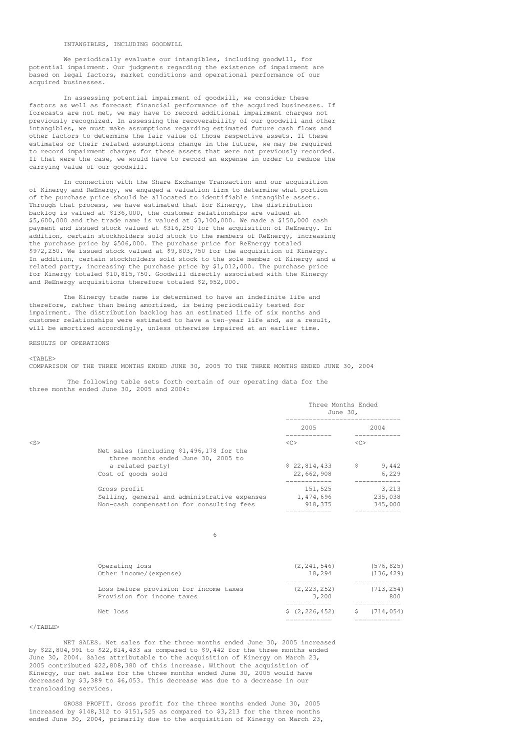INTANGIBLES, INCLUDING GOODWILL

We periodically evaluate our intangibles, including goodwill, for potential impairment. Our judgments regarding the existence of impairment are based on legal factors, market conditions and operational performance of our acquired businesses.

In assessing potential impairment of goodwill, we consider these factors as well as forecast financial performance of the acquired businesses. If forecasts are not met, we may have to record additional impairment charges not previously recognized. In assessing the recoverability of our goodwill and other intangibles, we must make assumptions regarding estimated future cash flows and other factors to determine the fair value of those respective assets. If these estimates or their related assumptions change in the future, we may be required to record impairment charges for these assets that were not previously recorded. If that were the case, we would have to record an expense in order to reduce the carrying value of our goodwill.

In connection with the Share Exchange Transaction and our acquisition of Kinergy and ReEnergy, we engaged a valuation firm to determine what portion of the purchase price should be allocated to identifiable intangible assets. Through that process, we have estimated that for Kinergy, the distribution backlog is valued at $136,000, the customer relationships are valued at $5,600,000 and the trade name is valued at $3,100,000. We made a $150,000 cash payment and issued stock valued at $316,250 for the acquisition of ReEnergy. In addition, certain stockholders sold stock to the members of ReEnergy, increasing the purchase price by $506,000. The purchase price for ReEnergy totaled $972,250. We issued stock valued at $9,803,750 for the acquisition of Kinergy. In addition, certain stockholders sold stock to the sole member of Kinergy and a related party, increasing the purchase price by $1,012,000. The purchase price for Kinergy totaled $10,815,750. Goodwill directly associated with the Kinergy and ReEnergy acquisitions therefore totaled $2,952,000.

The Kinergy trade name is determined to have an indefinite life and therefore, rather than being amortized, is being periodically tested for impairment. The distribution backlog has an estimated life of six months and customer relationships were estimated to have a ten-year life and, as a result, will be amortized accordingly, unless otherwise impaired at an earlier time.

RESULTS OF OPERATIONS

COMPARISON OF THE THREE MONTHS ENDED JUNE 30, 2005 TO THE THREE MONTHS ENDED JUNE 30, 2004

The following table sets forth certain of our operating data for the three months ended June 30, 2005 and 2004:

| | Three Months Ended June 30, | |
|---|---|---|
| | 2005 | 2004 |
| Net sales (including $1,496,178 for the three months ended June 30, 2005 to a related party) | $ 22,814,433 | $ 9,442 |
| Cost of goods sold | 22,662,908 | 6,229 |
| Gross profit | 151,525 | 3,213 |
| Selling, general and administrative expenses | 1,474,696 | 235,038 |
| Non-cash compensation for consulting fees | 918,375 | 345,000 |
| Operating loss | (2,241,546) | (576,825) |
| Other income/(expense) | 18,294 | (136,429) |
| Loss before provision for income taxes | (2,223,252) | (713,254) |
| Provision for income taxes | 3,200 | 800 |
| Net loss | $ (2,226,452) | $ (714,054) |

NET SALES. Net sales for the three months ended June 30, 2005 increased by $22,804,991 to $22,814,433 as compared to $9,442 for the three months ended June 30, 2004. Sales attributable to the acquisition of Kinergy on March 23, 2005 contributed $22,808,380 of this increase. Without the acquisition of Kinergy, our net sales for the three months ended June 30, 2005 would have decreased by $3,389 to $6,053. This decrease was due to a decrease in our transloading services.

GROSS PROFIT. Gross profit for the three months ended June 30, 2005 increased by $148,312 to $151,525 as compared to $3,213 for the three months ended June 30, 2004, primarily due to the acquisition of Kinergy on March 23,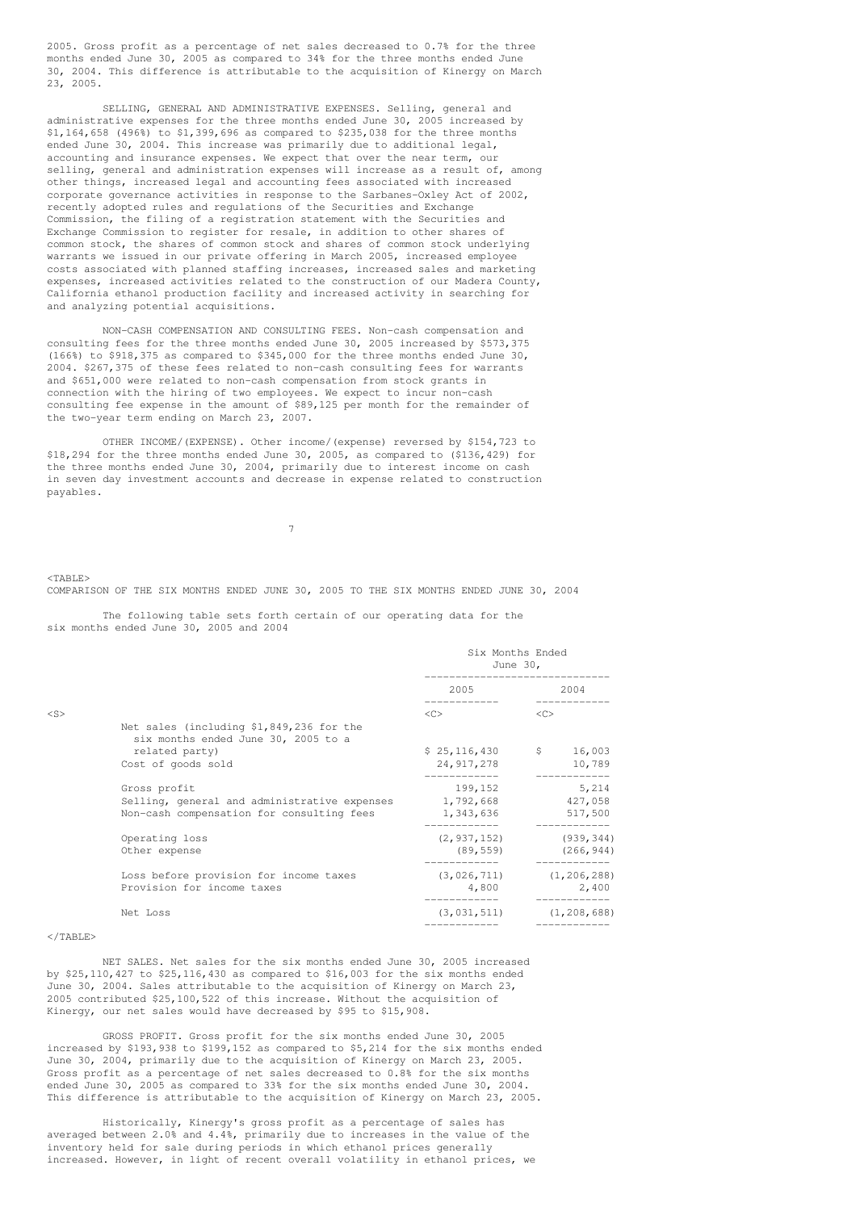2005. Gross profit as a percentage of net sales decreased to 0.7% for the three months ended June 30, 2005 as compared to 34% for the three months ended June 30, 2004. This difference is attributable to the acquisition of Kinergy on March 23, 2005.

SELLING, GENERAL AND ADMINISTRATIVE EXPENSES. Selling, general and administrative expenses for the three months ended June 30, 2005 increased by $1,164,658 (496%) to $1,399,696 as compared to $235,038 for the three months ended June 30, 2004. This increase was primarily due to additional legal, accounting and insurance expenses. We expect that over the near term, our selling, general and administration expenses will increase as a result of, among other things, increased legal and accounting fees associated with increased corporate governance activities in response to the Sarbanes-Oxley Act of 2002, recently adopted rules and regulations of the Securities and Exchange Commission, the filing of a registration statement with the Securities and Exchange Commission to register for resale, in addition to other shares of common stock, the shares of common stock and shares of common stock underlying warrants we issued in our private offering in March 2005, increased employee costs associated with planned staffing increases, increased sales and marketing expenses, increased activities related to the construction of our Madera County, California ethanol production facility and increased activity in searching for and analyzing potential acquisitions.

NON-CASH COMPENSATION AND CONSULTING FEES. Non-cash compensation and consulting fees for the three months ended June 30, 2005 increased by $573,375 (166%) to $918,375 as compared to $345,000 for the three months ended June 30, 2004. $267,375 of these fees related to non-cash consulting fees for warrants and $651,000 were related to non-cash compensation from stock grants in connection with the hiring of two employees. We expect to incur non-cash consulting fee expense in the amount of $89,125 per month for the remainder of the two-year term ending on March 23, 2007.

OTHER INCOME/(EXPENSE). Other income/(expense) reversed by $154,723 to $18,294 for the three months ended June 30, 2005, as compared to ($136,429) for the three months ended June 30, 2004, primarily due to interest income on cash in seven day investment accounts and decrease in expense related to construction payables.

COMPARISON OF THE SIX MONTHS ENDED JUNE 30, 2005 TO THE SIX MONTHS ENDED JUNE 30, 2004

The following table sets forth certain of our operating data for the six months ended June 30, 2005 and 2004

| | Six Months Ended June 30, | |
|---|---|---|
| | 2005 | 2004 |
| Net sales (including $1,849,236 for the six months ended June 30, 2005 to a related party) | $ 25,116,430 | $ 16,003 |
| Cost of goods sold | 24,917,278 | 10,789 |
| Gross profit | 199,152 | 5,214 |
| Selling, general and administrative expenses | 1,792,668 | 427,058 |
| Non-cash compensation for consulting fees | 1,343,636 | 517,500 |
| Operating loss | (2,937,152) | (939,344) |
| Other expense | (89,559) | (266,944) |
| Loss before provision for income taxes | (3,026,711) | (1,206,288) |
| Provision for income taxes | 4,800 | 2,400 |
| Net Loss | (3,031,511) | (1,208,688) |

NET SALES. Net sales for the six months ended June 30, 2005 increased by $25,110,427 to $25,116,430 as compared to $16,003 for the six months ended June 30, 2004. Sales attributable to the acquisition of Kinergy on March 23, 2005 contributed $25,100,522 of this increase. Without the acquisition of Kinergy, our net sales would have decreased by $95 to $15,908.

GROSS PROFIT. Gross profit for the six months ended June 30, 2005 increased by $193,938 to $199,152 as compared to $5,214 for the six months ended June 30, 2004, primarily due to the acquisition of Kinergy on March 23, 2005. Gross profit as a percentage of net sales decreased to 0.8% for the six months ended June 30, 2005 as compared to 33% for the six months ended June 30, 2004. This difference is attributable to the acquisition of Kinergy on March 23, 2005.

Historically, Kinergy's gross profit as a percentage of sales has averaged between 2.0% and 4.4%, primarily due to increases in the value of the inventory held for sale during periods in which ethanol prices generally increased. However, in light of recent overall volatility in ethanol prices, we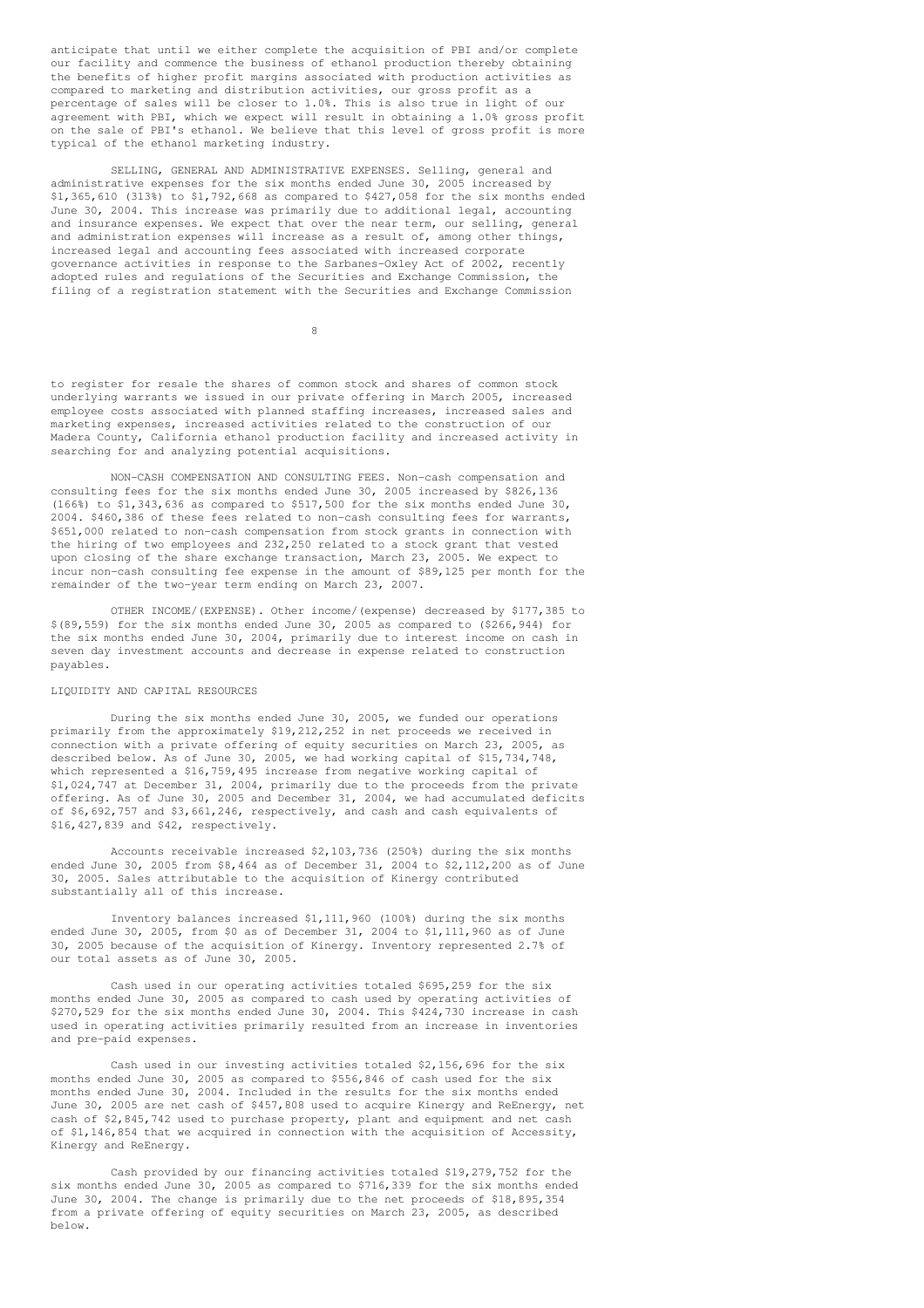anticipate that until we either complete the acquisition of PBI and/or complete our facility and commence the business of ethanol production thereby obtaining the benefits of higher profit margins associated with production activities as compared to marketing and distribution activities, our gross profit as a percentage of sales will be closer to 1.0%. This is also true in light of our agreement with PBI, which we expect will result in obtaining a 1.0% gross profit on the sale of PBI's ethanol. We believe that this level of gross profit is more typical of the ethanol marketing industry.

SELLING, GENERAL AND ADMINISTRATIVE EXPENSES. Selling, general and administrative expenses for the six months ended June 30, 2005 increased by $1,365,610 (313%) to $1,792,668 as compared to $427,058 for the six months ended June 30, 2004. This increase was primarily due to additional legal, accounting and insurance expenses. We expect that over the near term, our selling, general and administration expenses will increase as a result of, among other things, increased legal and accounting fees associated with increased corporate governance activities in response to the Sarbanes-Oxley Act of 2002, recently adopted rules and regulations of the Securities and Exchange Commission, the filing of a registration statement with the Securities and Exchange Commission to register for resale the shares of common stock and shares of common stock underlying warrants we issued in our private offering in March 2005, increased employee costs associated with planned staffing increases, increased sales and marketing expenses, increased activities related to the construction of our Madera County, California ethanol production facility and increased activity in searching for and analyzing potential acquisitions.

NON-CASH COMPENSATION AND CONSULTING FEES. Non-cash compensation and consulting fees for the six months ended June 30, 2005 increased by $826,136 (166%) to $1,343,636 as compared to $517,500 for the six months ended June 30, 2004. $460,386 of these fees related to non-cash consulting fees for warrants, $651,000 related to non-cash compensation from stock grants in connection with the hiring of two employees and 232,250 related to a stock grant that vested upon closing of the share exchange transaction, March 23, 2005. We expect to incur non-cash consulting fee expense in the amount of $89,125 per month for the remainder of the two-year term ending on March 23, 2007.

OTHER INCOME/(EXPENSE). Other income/(expense) decreased by $177,385 to $(89,559) for the six months ended June 30, 2005 as compared to ($266,944) for the six months ended June 30, 2004, primarily due to interest income on cash in seven day investment accounts and decrease in expense related to construction payables.

## LIQUIDITY AND CAPITAL RESOURCES

During the six months ended June 30, 2005, we funded our operations primarily from the approximately $19,212,252 in net proceeds we received in connection with a private offering of equity securities on March 23, 2005, as described below. As of June 30, 2005, we had working capital of $15,734,748, which represented a $16,759,495 increase from negative working capital of $1,024,747 at December 31, 2004, primarily due to the proceeds from the private offering. As of June 30, 2005 and December 31, 2004, we had accumulated deficits of $6,692,757 and $3,661,246, respectively, and cash and cash equivalents of $16,427,839 and $42, respectively.

Accounts receivable increased $2,103,736 (250%) during the six months ended June 30, 2005 from $8,464 as of December 31, 2004 to $2,112,200 as of June 30, 2005. Sales attributable to the acquisition of Kinergy contributed substantially all of this increase.

Inventory balances increased $1,111,960 (100%) during the six months ended June 30, 2005, from $0 as of December 31, 2004 to $1,111,960 as of June 30, 2005 because of the acquisition of Kinergy. Inventory represented 2.7% of our total assets as of June 30, 2005.

Cash used in our operating activities totaled $695,259 for the six months ended June 30, 2005 as compared to cash used by operating activities of $270,529 for the six months ended June 30, 2004. This $424,730 increase in cash used in operating activities primarily resulted from an increase in inventories and pre-paid expenses.

Cash used in our investing activities totaled $2,156,696 for the six months ended June 30, 2005 as compared to $556,846 of cash used for the six months ended June 30, 2004. Included in the results for the six months ended June 30, 2005 are net cash of $457,808 used to acquire Kinergy and ReEnergy, net cash of $2,845,742 used to purchase property, plant and equipment and net cash of $1,146,854 that we acquired in connection with the acquisition of Accessity, Kinergy and ReEnergy.

Cash provided by our financing activities totaled $19,279,752 for the six months ended June 30, 2005 as compared to $716,339 for the six months ended June 30, 2004. The change is primarily due to the net proceeds of $18,895,354 from a private offering of equity securities on March 23, 2005, as described below.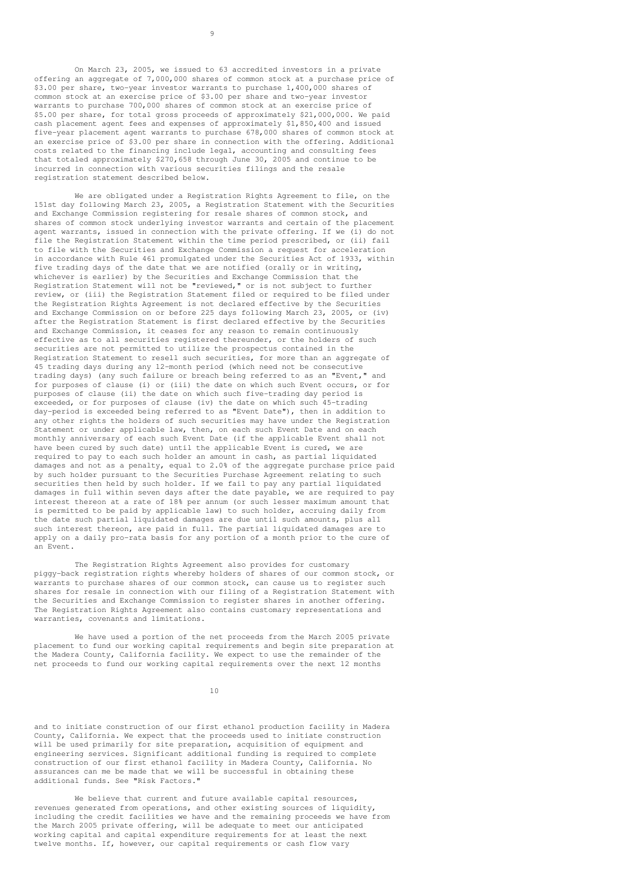On March 23, 2005, we issued to 63 accredited investors in a private offering an aggregate of 7,000,000 shares of common stock at a purchase price of $3.00 per share, two-year investor warrants to purchase 1,400,000 shares of common stock at an exercise price of $3.00 per share and two-year investor warrants to purchase 700,000 shares of common stock at an exercise price of $5.00 per share, for total gross proceeds of approximately $21,000,000. We paid cash placement agent fees and expenses of approximately $1,850,400 and issued five-year placement agent warrants to purchase 678,000 shares of common stock at an exercise price of $3.00 per share in connection with the offering. Additional costs related to the financing include legal, accounting and consulting fees that totaled approximately $270,658 through June 30, 2005 and continue to be incurred in connection with various securities filings and the resale registration statement described below.

We are obligated under a Registration Rights Agreement to file, on the 151st day following March 23, 2005, a Registration Statement with the Securities and Exchange Commission registering for resale shares of common stock, and shares of common stock underlying investor warrants and certain of the placement agent warrants, issued in connection with the private offering. If we (i) do not file the Registration Statement within the time period prescribed, or (ii) fail to file with the Securities and Exchange Commission a request for acceleration in accordance with Rule 461 promulgated under the Securities Act of 1933, within five trading days of the date that we are notified (orally or in writing, whichever is earlier) by the Securities and Exchange Commission that the Registration Statement will not be "reviewed," or is not subject to further review, or (iii) the Registration Statement filed or required to be filed under the Registration Rights Agreement is not declared effective by the Securities and Exchange Commission on or before 225 days following March 23, 2005, or (iv) after the Registration Statement is first declared effective by the Securities and Exchange Commission, it ceases for any reason to remain continuously effective as to all securities registered thereunder, or the holders of such securities are not permitted to utilize the prospectus contained in the Registration Statement to resell such securities, for more than an aggregate of 45 trading days during any 12-month period (which need not be consecutive trading days) (any such failure or breach being referred to as an "Event," and for purposes of clause (i) or (iii) the date on which such Event occurs, or for purposes of clause (ii) the date on which such five-trading day period is exceeded, or for purposes of clause (iv) the date on which such 45-trading day-period is exceeded being referred to as "Event Date"), then in addition to any other rights the holders of such securities may have under the Registration Statement or under applicable law, then, on each such Event Date and on each monthly anniversary of each such Event Date (if the applicable Event shall not have been cured by such date) until the applicable Event is cured, we are required to pay to each such holder an amount in cash, as partial liquidated damages and not as a penalty, equal to 2.0% of the aggregate purchase price paid by such holder pursuant to the Securities Purchase Agreement relating to such securities then held by such holder. If we fail to pay any partial liquidated damages in full within seven days after the date payable, we are required to pay interest thereon at a rate of 18% per annum (or such lesser maximum amount that is permitted to be paid by applicable law) to such holder, accruing daily from the date such partial liquidated damages are due until such amounts, plus all such interest thereon, are paid in full. The partial liquidated damages are to apply on a daily pro-rata basis for any portion of a month prior to the cure of an Event.

The Registration Rights Agreement also provides for customary piggy-back registration rights whereby holders of shares of our common stock, or warrants to purchase shares of our common stock, can cause us to register such shares for resale in connection with our filing of a Registration Statement with the Securities and Exchange Commission to register shares in another offering. The Registration Rights Agreement also contains customary representations and warranties, covenants and limitations.

We have used a portion of the net proceeds from the March 2005 private placement to fund our working capital requirements and begin site preparation at the Madera County, California facility. We expect to use the remainder of the net proceeds to fund our working capital requirements over the next 12 months and to initiate construction of our first ethanol production facility in Madera County, California. We expect that the proceeds used to initiate construction will be used primarily for site preparation, acquisition of equipment and engineering services. Significant additional funding is required to complete construction of our first ethanol facility in Madera County, California. No assurances can me be made that we will be successful in obtaining these additional funds. See "Risk Factors."

We believe that current and future available capital resources, revenues generated from operations, and other existing sources of liquidity, including the credit facilities we have and the remaining proceeds we have from the March 2005 private offering, will be adequate to meet our anticipated working capital and capital expenditure requirements for at least the next twelve months. If, however, our capital requirements or cash flow vary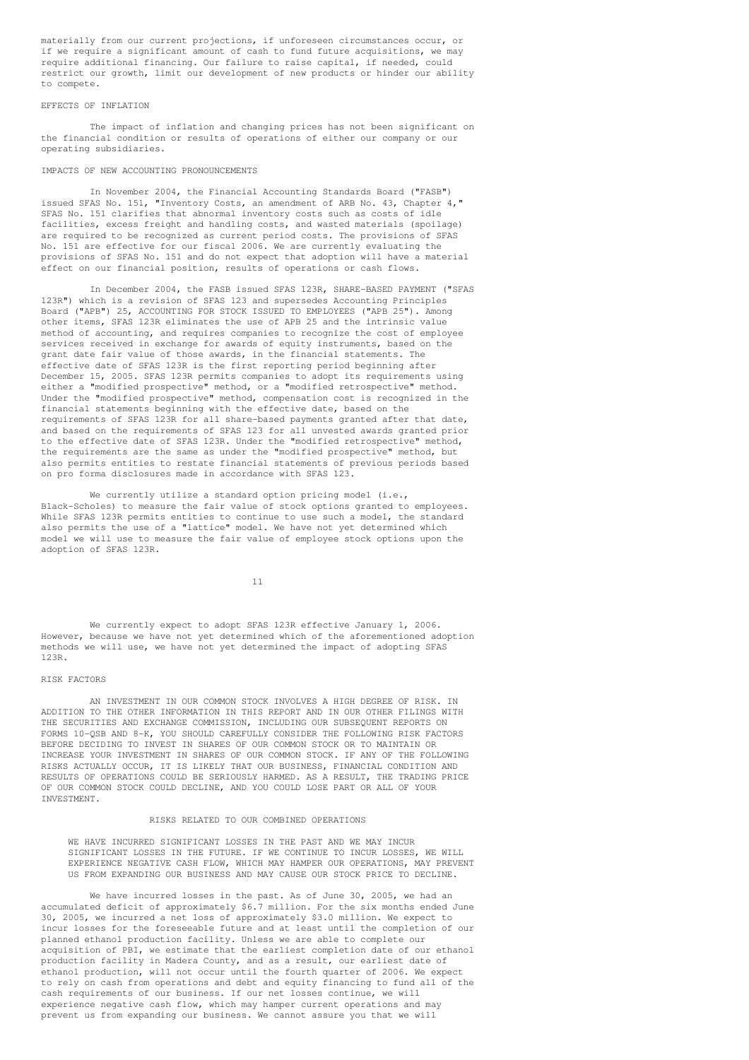materially from our current projections, if unforeseen circumstances occur, or if we require a significant amount of cash to fund future acquisitions, we may require additional financing. Our failure to raise capital, if needed, could restrict our growth, limit our development of new products or hinder our ability to compete.

## EFFECTS OF INFLATION

The impact of inflation and changing prices has not been significant on the financial condition or results of operations of either our company or our operating subsidiaries.

## IMPACTS OF NEW ACCOUNTING PRONOUNCEMENTS

In November 2004, the Financial Accounting Standards Board ("FASB") issued SFAS No. 151, "Inventory Costs, an amendment of ARB No. 43, Chapter 4," SFAS No. 151 clarifies that abnormal inventory costs such as costs of idle facilities, excess freight and handling costs, and wasted materials (spoilage) are required to be recognized as current period costs. The provisions of SFAS No. 151 are effective for our fiscal 2006. We are currently evaluating the provisions of SFAS No. 151 and do not expect that adoption will have a material effect on our financial position, results of operations or cash flows.

In December 2004, the FASB issued SFAS 123R, SHARE-BASED PAYMENT ("SFAS 123R") which is a revision of SFAS 123 and supersedes Accounting Principles Board ("APB") 25, ACCOUNTING FOR STOCK ISSUED TO EMPLOYEES ("APB 25"). Among other items, SFAS 123R eliminates the use of APB 25 and the intrinsic value method of accounting, and requires companies to recognize the cost of employee services received in exchange for awards of equity instruments, based on the grant date fair value of those awards, in the financial statements. The effective date of SFAS 123R is the first reporting period beginning after December 15, 2005. SFAS 123R permits companies to adopt its requirements using either a "modified prospective" method, or a "modified retrospective" method. Under the "modified prospective" method, compensation cost is recognized in the financial statements beginning with the effective date, based on the requirements of SFAS 123R for all share-based payments granted after that date, and based on the requirements of SFAS 123 for all unvested awards granted prior to the effective date of SFAS 123R. Under the "modified retrospective" method, the requirements are the same as under the "modified prospective" method, but also permits entities to restate financial statements of previous periods based on pro forma disclosures made in accordance with SFAS 123.

We currently utilize a standard option pricing model (i.e., Black-Scholes) to measure the fair value of stock options granted to employees. While SFAS 123R permits entities to continue to use such a model, the standard also permits the use of a "lattice" model. We have not yet determined which model we will use to measure the fair value of employee stock options upon the adoption of SFAS 123R.

We currently expect to adopt SFAS 123R effective January 1, 2006. However, because we have not yet determined which of the aforementioned adoption methods we will use, we have not yet determined the impact of adopting SFAS 123R.

## RISK FACTORS

AN INVESTMENT IN OUR COMMON STOCK INVOLVES A HIGH DEGREE OF RISK. IN ADDITION TO THE OTHER INFORMATION IN THIS REPORT AND IN OUR OTHER FILINGS WITH THE SECURITIES AND EXCHANGE COMMISSION, INCLUDING OUR SUBSEQUENT REPORTS ON FORMS 10-QSB AND 8-K, YOU SHOULD CAREFULLY CONSIDER THE FOLLOWING RISK FACTORS BEFORE DECIDING TO INVEST IN SHARES OF OUR COMMON STOCK OR TO MAINTAIN OR INCREASE YOUR INVESTMENT IN SHARES OF OUR COMMON STOCK. IF ANY OF THE FOLLOWING RISKS ACTUALLY OCCUR, IT IS LIKELY THAT OUR BUSINESS, FINANCIAL CONDITION AND RESULTS OF OPERATIONS COULD BE SERIOUSLY HARMED. AS A RESULT, THE TRADING PRICE OF OUR COMMON STOCK COULD DECLINE, AND YOU COULD LOSE PART OR ALL OF YOUR INVESTMENT.

### RISKS RELATED TO OUR COMBINED OPERATIONS

WE HAVE INCURRED SIGNIFICANT LOSSES IN THE PAST AND WE MAY INCUR SIGNIFICANT LOSSES IN THE FUTURE. IF WE CONTINUE TO INCUR LOSSES, WE WILL EXPERIENCE NEGATIVE CASH FLOW, WHICH MAY HAMPER OUR OPERATIONS, MAY PREVENT US FROM EXPANDING OUR BUSINESS AND MAY CAUSE OUR STOCK PRICE TO DECLINE.

We have incurred losses in the past. As of June 30, 2005, we had an accumulated deficit of approximately $6.7 million. For the six months ended June 30, 2005, we incurred a net loss of approximately $3.0 million. We expect to incur losses for the foreseeable future and at least until the completion of our planned ethanol production facility. Unless we are able to complete our acquisition of PBI, we estimate that the earliest completion date of our ethanol production facility in Madera County, and as a result, our earliest date of ethanol production, will not occur until the fourth quarter of 2006. We expect to rely on cash from operations and debt and equity financing to fund all of the cash requirements of our business. If our net losses continue, we will experience negative cash flow, which may hamper current operations and may prevent us from expanding our business. We cannot assure you that we will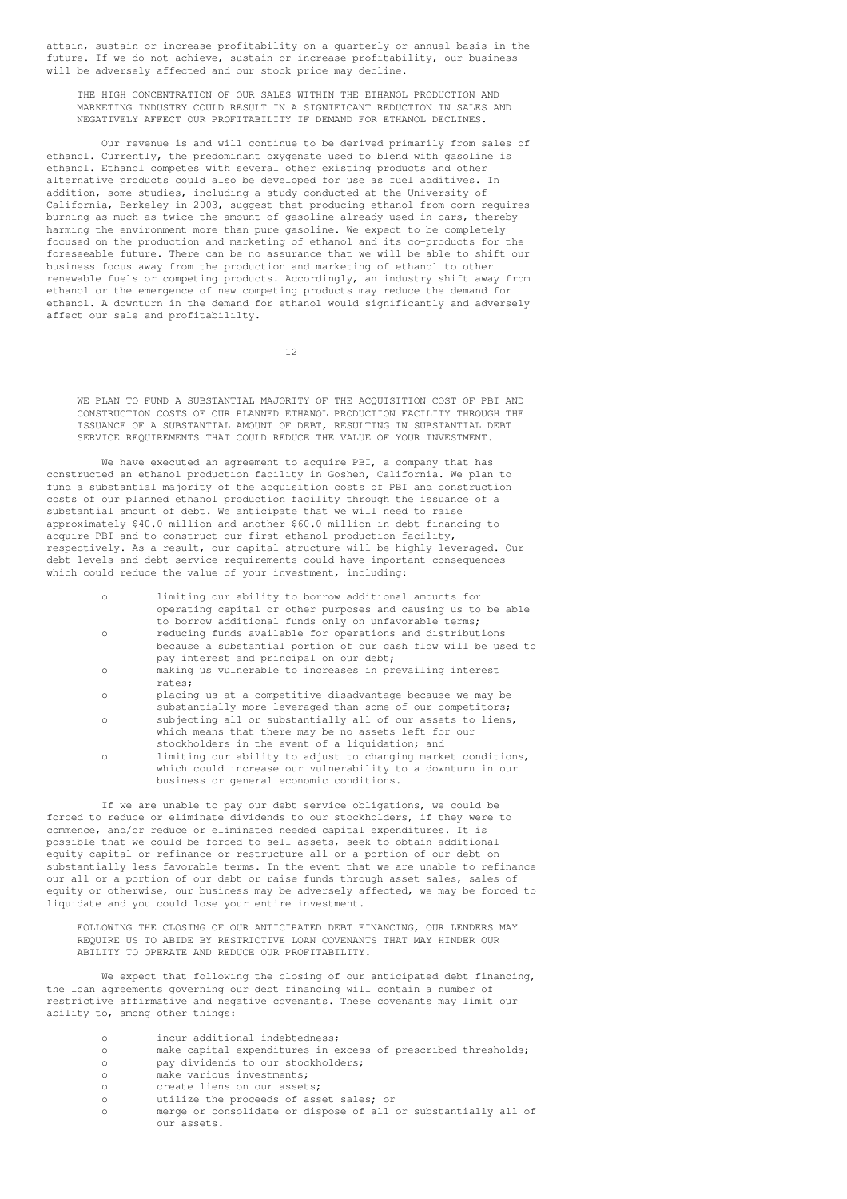attain, sustain or increase profitability on a quarterly or annual basis in the future. If we do not achieve, sustain or increase profitability, our business will be adversely affected and our stock price may decline.

**THE HIGH CONCENTRATION OF OUR SALES WITHIN THE ETHANOL PRODUCTION AND MARKETING INDUSTRY COULD RESULT IN A SIGNIFICANT REDUCTION IN SALES AND NEGATIVELY AFFECT OUR PROFITABILITY IF DEMAND FOR ETHANOL DECLINES.**

Our revenue is and will continue to be derived primarily from sales of ethanol. Currently, the predominant oxygenate used to blend with gasoline is ethanol. Ethanol competes with several other existing products and other alternative products could also be developed for use as fuel additives. In addition, some studies, including a study conducted at the University of California, Berkeley in 2003, suggest that producing ethanol from corn requires burning as much as twice the amount of gasoline already used in cars, thereby harming the environment more than pure gasoline. We expect to be completely focused on the production and marketing of ethanol and its co-products for the foreseeable future. There can be no assurance that we will be able to shift our business focus away from the production and marketing of ethanol to other renewable fuels or competing products. Accordingly, an industry shift away from ethanol or the emergence of new competing products may reduce the demand for ethanol. A downturn in the demand for ethanol would significantly and adversely affect our sale and profitabilility.

**WE PLAN TO FUND A SUBSTANTIAL MAJORITY OF THE ACQUISITION COST OF PBI AND CONSTRUCTION COSTS OF OUR PLANNED ETHANOL PRODUCTION FACILITY THROUGH THE ISSUANCE OF A SUBSTANTIAL AMOUNT OF DEBT, RESULTING IN SUBSTANTIAL DEBT SERVICE REQUIREMENTS THAT COULD REDUCE THE VALUE OF YOUR INVESTMENT.**

We have executed an agreement to acquire PBI, a company that has constructed an ethanol production facility in Goshen, California. We plan to fund a substantial majority of the acquisition costs of PBI and construction costs of our planned ethanol production facility through the issuance of a substantial amount of debt. We anticipate that we will need to raise approximately $40.0 million and another $60.0 million in debt financing to acquire PBI and to construct our first ethanol production facility, respectively. As a result, our capital structure will be highly leveraged. Our debt levels and debt service requirements could have important consequences which could reduce the value of your investment, including:

- limiting our ability to borrow additional amounts for operating capital or other purposes and causing us to be able to borrow additional funds only on unfavorable terms;
- reducing funds available for operations and distributions because a substantial portion of our cash flow will be used to pay interest and principal on our debt;
- making us vulnerable to increases in prevailing interest rates;
- placing us at a competitive disadvantage because we may be substantially more leveraged than some of our competitors;
- subjecting all or substantially all of our assets to liens, which means that there may be no assets left for our stockholders in the event of a liquidation; and
- limiting our ability to adjust to changing market conditions, which could increase our vulnerability to a downturn in our business or general economic conditions.

If we are unable to pay our debt service obligations, we could be forced to reduce or eliminate dividends to our stockholders, if they were to commence, and/or reduce or eliminated needed capital expenditures. It is possible that we could be forced to sell assets, seek to obtain additional equity capital or refinance or restructure all or a portion of our debt on substantially less favorable terms. In the event that we are unable to refinance our all or a portion of our debt or raise funds through asset sales, sales of equity or otherwise, our business may be adversely affected, we may be forced to liquidate and you could lose your entire investment.

**FOLLOWING THE CLOSING OF OUR ANTICIPATED DEBT FINANCING, OUR LENDERS MAY REQUIRE US TO ABIDE BY RESTRICTIVE LOAN COVENANTS THAT MAY HINDER OUR ABILITY TO OPERATE AND REDUCE OUR PROFITABILITY.**

We expect that following the closing of our anticipated debt financing, the loan agreements governing our debt financing will contain a number of restrictive affirmative and negative covenants. These covenants may limit our ability to, among other things:

- incur additional indebtedness;
- make capital expenditures in excess of prescribed thresholds;
- pay dividends to our stockholders;
- make various investments;
- create liens on our assets;
- utilize the proceeds of asset sales; or
- merge or consolidate or dispose of all or substantially all of our assets.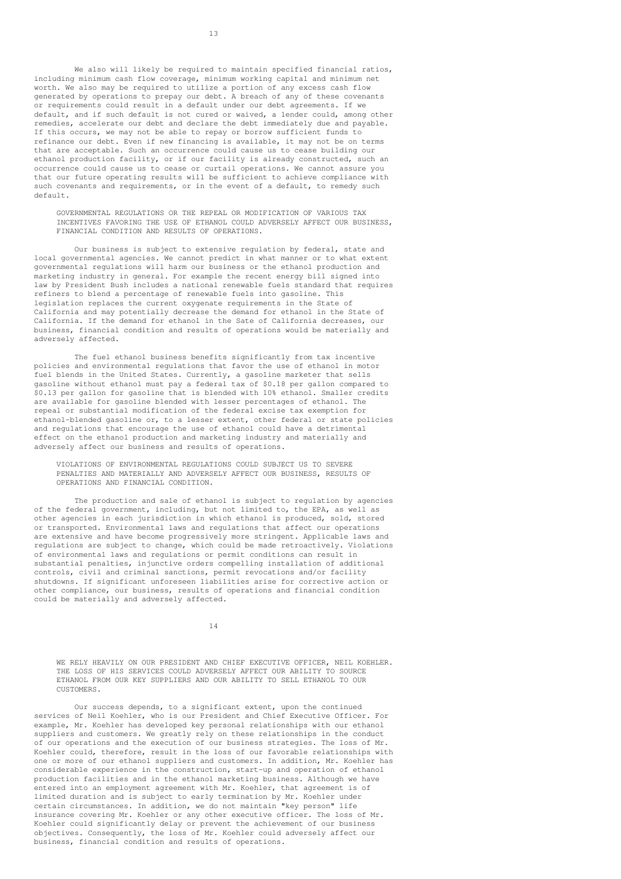We also will likely be required to maintain specified financial ratios, including minimum cash flow coverage, minimum working capital and minimum net worth. We also may be required to utilize a portion of any excess cash flow generated by operations to prepay our debt. A breach of any of these covenants or requirements could result in a default under our debt agreements. If we default, and if such default is not cured or waived, a lender could, among other remedies, accelerate our debt and declare the debt immediately due and payable. If this occurs, we may not be able to repay or borrow sufficient funds to refinance our debt. Even if new financing is available, it may not be on terms that are acceptable. Such an occurrence could cause us to cease building our ethanol production facility, or if our facility is already constructed, such an occurrence could cause us to cease or curtail operations. We cannot assure you that our future operating results will be sufficient to achieve compliance with such covenants and requirements, or in the event of a default, to remedy such default.

GOVERNMENTAL REGULATIONS OR THE REPEAL OR MODIFICATION OF VARIOUS TAX INCENTIVES FAVORING THE USE OF ETHANOL COULD ADVERSELY AFFECT OUR BUSINESS, FINANCIAL CONDITION AND RESULTS OF OPERATIONS.

Our business is subject to extensive regulation by federal, state and local governmental agencies. We cannot predict in what manner or to what extent governmental regulations will harm our business or the ethanol production and marketing industry in general. For example the recent energy bill signed into law by President Bush includes a national renewable fuels standard that requires refiners to blend a percentage of renewable fuels into gasoline. This legislation replaces the current oxygenate requirements in the State of California and may potentially decrease the demand for ethanol in the State of California. If the demand for ethanol in the Sate of California decreases, our business, financial condition and results of operations would be materially and adversely affected.

The fuel ethanol business benefits significantly from tax incentive policies and environmental regulations that favor the use of ethanol in motor fuel blends in the United States. Currently, a gasoline marketer that sells gasoline without ethanol must pay a federal tax of $0.18 per gallon compared to $0.13 per gallon for gasoline that is blended with 10% ethanol. Smaller credits are available for gasoline blended with lesser percentages of ethanol. The repeal or substantial modification of the federal excise tax exemption for ethanol-blended gasoline or, to a lesser extent, other federal or state policies and regulations that encourage the use of ethanol could have a detrimental effect on the ethanol production and marketing industry and materially and adversely affect our business and results of operations.

VIOLATIONS OF ENVIRONMENTAL REGULATIONS COULD SUBJECT US TO SEVERE PENALTIES AND MATERIALLY AND ADVERSELY AFFECT OUR BUSINESS, RESULTS OF OPERATIONS AND FINANCIAL CONDITION.

The production and sale of ethanol is subject to regulation by agencies of the federal government, including, but not limited to, the EPA, as well as other agencies in each jurisdiction in which ethanol is produced, sold, stored or transported. Environmental laws and regulations that affect our operations are extensive and have become progressively more stringent. Applicable laws and regulations are subject to change, which could be made retroactively. Violations of environmental laws and regulations or permit conditions can result in substantial penalties, injunctive orders compelling installation of additional controls, civil and criminal sanctions, permit revocations and/or facility shutdowns. If significant unforeseen liabilities arise for corrective action or other compliance, our business, results of operations and financial condition could be materially and adversely affected.

WE RELY HEAVILY ON OUR PRESIDENT AND CHIEF EXECUTIVE OFFICER, NEIL KOEHLER. THE LOSS OF HIS SERVICES COULD ADVERSELY AFFECT OUR ABILITY TO SOURCE ETHANOL FROM OUR KEY SUPPLIERS AND OUR ABILITY TO SELL ETHANOL TO OUR CUSTOMERS.

Our success depends, to a significant extent, upon the continued services of Neil Koehler, who is our President and Chief Executive Officer. For example, Mr. Koehler has developed key personal relationships with our ethanol suppliers and customers. We greatly rely on these relationships in the conduct of our operations and the execution of our business strategies. The loss of Mr. Koehler could, therefore, result in the loss of our favorable relationships with one or more of our ethanol suppliers and customers. In addition, Mr. Koehler has considerable experience in the construction, start-up and operation of ethanol production facilities and in the ethanol marketing business. Although we have entered into an employment agreement with Mr. Koehler, that agreement is of limited duration and is subject to early termination by Mr. Koehler under certain circumstances. In addition, we do not maintain "key person" life insurance covering Mr. Koehler or any other executive officer. The loss of Mr. Koehler could significantly delay or prevent the achievement of our business objectives. Consequently, the loss of Mr. Koehler could adversely affect our business, financial condition and results of operations.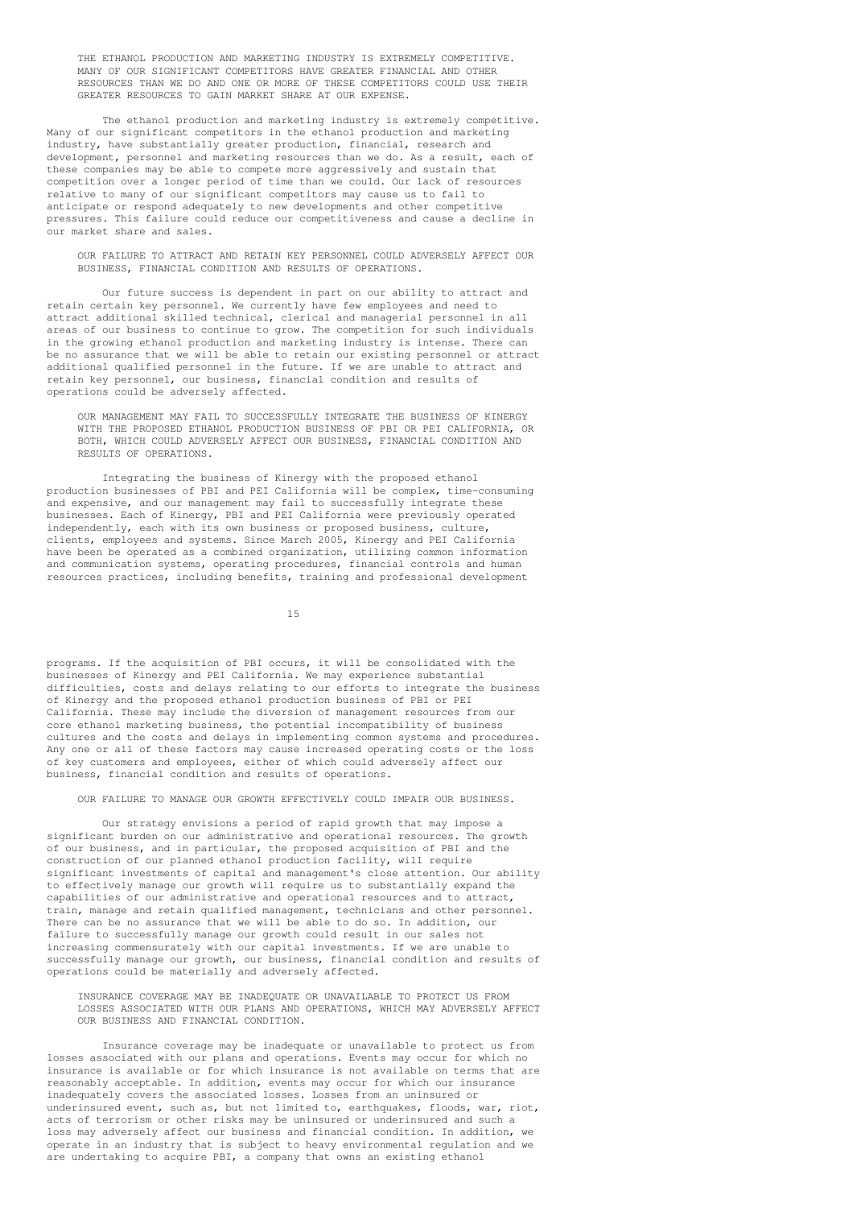**THE ETHANOL PRODUCTION AND MARKETING INDUSTRY IS EXTREMELY COMPETITIVE. MANY OF OUR SIGNIFICANT COMPETITORS HAVE GREATER FINANCIAL AND OTHER RESOURCES THAN WE DO AND ONE OR MORE OF THESE COMPETITORS COULD USE THEIR GREATER RESOURCES TO GAIN MARKET SHARE AT OUR EXPENSE.**

The ethanol production and marketing industry is extremely competitive. Many of our significant competitors in the ethanol production and marketing industry, have substantially greater production, financial, research and development, personnel and marketing resources than we do. As a result, each of these companies may be able to compete more aggressively and sustain that competition over a longer period of time than we could. Our lack of resources relative to many of our significant competitors may cause us to fail to anticipate or respond adequately to new developments and other competitive pressures. This failure could reduce our competitiveness and cause a decline in our market share and sales.

**OUR FAILURE TO ATTRACT AND RETAIN KEY PERSONNEL COULD ADVERSELY AFFECT OUR BUSINESS, FINANCIAL CONDITION AND RESULTS OF OPERATIONS.**

Our future success is dependent in part on our ability to attract and retain certain key personnel. We currently have few employees and need to attract additional skilled technical, clerical and managerial personnel in all areas of our business to continue to grow. The competition for such individuals in the growing ethanol production and marketing industry is intense. There can be no assurance that we will be able to retain our existing personnel or attract additional qualified personnel in the future. If we are unable to attract and retain key personnel, our business, financial condition and results of operations could be adversely affected.

**OUR MANAGEMENT MAY FAIL TO SUCCESSFULLY INTEGRATE THE BUSINESS OF KINERGY WITH THE PROPOSED ETHANOL PRODUCTION BUSINESS OF PBI OR PEI CALIFORNIA, OR BOTH, WHICH COULD ADVERSELY AFFECT OUR BUSINESS, FINANCIAL CONDITION AND RESULTS OF OPERATIONS.**

Integrating the business of Kinergy with the proposed ethanol production businesses of PBI and PEI California will be complex, time-consuming and expensive, and our management may fail to successfully integrate these businesses. Each of Kinergy, PBI and PEI California were previously operated independently, each with its own business or proposed business, culture, clients, employees and systems. Since March 2005, Kinergy and PEI California have been be operated as a combined organization, utilizing common information and communication systems, operating procedures, financial controls and human resources practices, including benefits, training and professional development programs. If the acquisition of PBI occurs, it will be consolidated with the businesses of Kinergy and PEI California. We may experience substantial difficulties, costs and delays relating to our efforts to integrate the business of Kinergy and the proposed ethanol production business of PBI or PEI California. These may include the diversion of management resources from our core ethanol marketing business, the potential incompatibility of business cultures and the costs and delays in implementing common systems and procedures. Any one or all of these factors may cause increased operating costs or the loss of key customers and employees, either of which could adversely affect our business, financial condition and results of operations.

**OUR FAILURE TO MANAGE OUR GROWTH EFFECTIVELY COULD IMPAIR OUR BUSINESS.**

Our strategy envisions a period of rapid growth that may impose a significant burden on our administrative and operational resources. The growth of our business, and in particular, the proposed acquisition of PBI and the construction of our planned ethanol production facility, will require significant investments of capital and management's close attention. Our ability to effectively manage our growth will require us to substantially expand the capabilities of our administrative and operational resources and to attract, train, manage and retain qualified management, technicians and other personnel. There can be no assurance that we will be able to do so. In addition, our failure to successfully manage our growth could result in our sales not increasing commensurately with our capital investments. If we are unable to successfully manage our growth, our business, financial condition and results of operations could be materially and adversely affected.

**INSURANCE COVERAGE MAY BE INADEQUATE OR UNAVAILABLE TO PROTECT US FROM LOSSES ASSOCIATED WITH OUR PLANS AND OPERATIONS, WHICH MAY ADVERSELY AFFECT OUR BUSINESS AND FINANCIAL CONDITION.**

Insurance coverage may be inadequate or unavailable to protect us from losses associated with our plans and operations. Events may occur for which no insurance is available or for which insurance is not available on terms that are reasonably acceptable. In addition, events may occur for which our insurance inadequately covers the associated losses. Losses from an uninsured or underinsured event, such as, but not limited to, earthquakes, floods, war, riot, acts of terrorism or other risks may be uninsured or underinsured and such a loss may adversely affect our business and financial condition. In addition, we operate in an industry that is subject to heavy environmental regulation and we are undertaking to acquire PBI, a company that owns an existing ethanol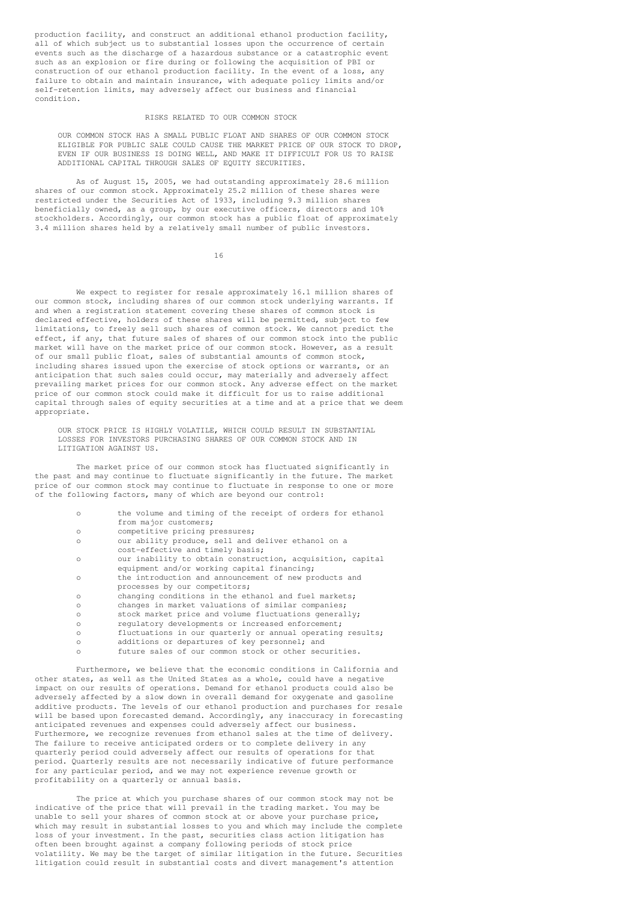production facility, and construct an additional ethanol production facility, all of which subject us to substantial losses upon the occurrence of certain events such as the discharge of a hazardous substance or a catastrophic event such as an explosion or fire during or following the acquisition of PBI or construction of our ethanol production facility. In the event of a loss, any failure to obtain and maintain insurance, with adequate policy limits and/or self-retention limits, may adversely affect our business and financial condition.

## RISKS RELATED TO OUR COMMON STOCK

OUR COMMON STOCK HAS A SMALL PUBLIC FLOAT AND SHARES OF OUR COMMON STOCK ELIGIBLE FOR PUBLIC SALE COULD CAUSE THE MARKET PRICE OF OUR STOCK TO DROP, EVEN IF OUR BUSINESS IS DOING WELL, AND MAKE IT DIFFICULT FOR US TO RAISE ADDITIONAL CAPITAL THROUGH SALES OF EQUITY SECURITIES.

As of August 15, 2005, we had outstanding approximately 28.6 million shares of our common stock. Approximately 25.2 million of these shares were restricted under the Securities Act of 1933, including 9.3 million shares beneficially owned, as a group, by our executive officers, directors and 10% stockholders. Accordingly, our common stock has a public float of approximately 3.4 million shares held by a relatively small number of public investors.

We expect to register for resale approximately 16.1 million shares of our common stock, including shares of our common stock underlying warrants. If and when a registration statement covering these shares of common stock is declared effective, holders of these shares will be permitted, subject to few limitations, to freely sell such shares of common stock. We cannot predict the effect, if any, that future sales of shares of our common stock into the public market will have on the market price of our common stock. However, as a result of our small public float, sales of substantial amounts of common stock, including shares issued upon the exercise of stock options or warrants, or an anticipation that such sales could occur, may materially and adversely affect prevailing market prices for our common stock. Any adverse effect on the market price of our common stock could make it difficult for us to raise additional capital through sales of equity securities at a time and at a price that we deem appropriate.

OUR STOCK PRICE IS HIGHLY VOLATILE, WHICH COULD RESULT IN SUBSTANTIAL LOSSES FOR INVESTORS PURCHASING SHARES OF OUR COMMON STOCK AND IN LITIGATION AGAINST US.

The market price of our common stock has fluctuated significantly in the past and may continue to fluctuate significantly in the future. The market price of our common stock may continue to fluctuate in response to one or more of the following factors, many of which are beyond our control:

- the volume and timing of the receipt of orders for ethanol from major customers;
- competitive pricing pressures;
- our ability produce, sell and deliver ethanol on a cost-effective and timely basis;
- our inability to obtain construction, acquisition, capital equipment and/or working capital financing;
- the introduction and announcement of new products and processes by our competitors;
- changing conditions in the ethanol and fuel markets;
- changes in market valuations of similar companies;
- stock market price and volume fluctuations generally;
- regulatory developments or increased enforcement;
- fluctuations in our quarterly or annual operating results;
- additions or departures of key personnel; and
- future sales of our common stock or other securities.

Furthermore, we believe that the economic conditions in California and other states, as well as the United States as a whole, could have a negative impact on our results of operations. Demand for ethanol products could also be adversely affected by a slow down in overall demand for oxygenate and gasoline additive products. The levels of our ethanol production and purchases for resale will be based upon forecasted demand. Accordingly, any inaccuracy in forecasting anticipated revenues and expenses could adversely affect our business. Furthermore, we recognize revenues from ethanol sales at the time of delivery. The failure to receive anticipated orders or to complete delivery in any quarterly period could adversely affect our results of operations for that period. Quarterly results are not necessarily indicative of future performance for any particular period, and we may not experience revenue growth or profitability on a quarterly or annual basis.

The price at which you purchase shares of our common stock may not be indicative of the price that will prevail in the trading market. You may be unable to sell your shares of common stock at or above your purchase price, which may result in substantial losses to you and which may include the complete loss of your investment. In the past, securities class action litigation has often been brought against a company following periods of stock price volatility. We may be the target of similar litigation in the future. Securities litigation could result in substantial costs and divert management's attention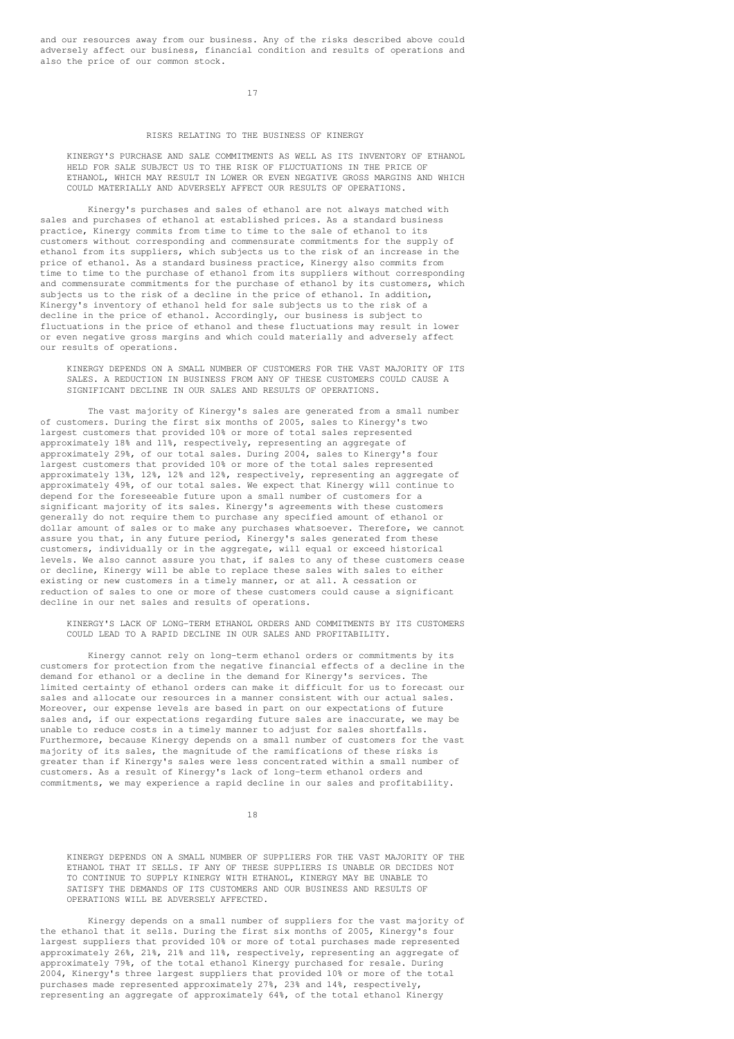and our resources away from our business. Any of the risks described above could adversely affect our business, financial condition and results of operations and also the price of our common stock.

## RISKS RELATING TO THE BUSINESS OF KINERGY

**KINERGY'S PURCHASE AND SALE COMMITMENTS AS WELL AS ITS INVENTORY OF ETHANOL HELD FOR SALE SUBJECT US TO THE RISK OF FLUCTUATIONS IN THE PRICE OF ETHANOL, WHICH MAY RESULT IN LOWER OR EVEN NEGATIVE GROSS MARGINS AND WHICH COULD MATERIALLY AND ADVERSELY AFFECT OUR RESULTS OF OPERATIONS.**

Kinergy's purchases and sales of ethanol are not always matched with sales and purchases of ethanol at established prices. As a standard business practice, Kinergy commits from time to time to the sale of ethanol to its customers without corresponding and commensurate commitments for the supply of ethanol from its suppliers, which subjects us to the risk of an increase in the price of ethanol. As a standard business practice, Kinergy also commits from time to time to the purchase of ethanol from its suppliers without corresponding and commensurate commitments for the purchase of ethanol by its customers, which subjects us to the risk of a decline in the price of ethanol. In addition, Kinergy's inventory of ethanol held for sale subjects us to the risk of a decline in the price of ethanol. Accordingly, our business is subject to fluctuations in the price of ethanol and these fluctuations may result in lower or even negative gross margins and which could materially and adversely affect our results of operations.

**KINERGY DEPENDS ON A SMALL NUMBER OF CUSTOMERS FOR THE VAST MAJORITY OF ITS SALES. A REDUCTION IN BUSINESS FROM ANY OF THESE CUSTOMERS COULD CAUSE A SIGNIFICANT DECLINE IN OUR SALES AND RESULTS OF OPERATIONS.**

The vast majority of Kinergy's sales are generated from a small number of customers. During the first six months of 2005, sales to Kinergy's two largest customers that provided 10% or more of total sales represented approximately 18% and 11%, respectively, representing an aggregate of approximately 29%, of our total sales. During 2004, sales to Kinergy's four largest customers that provided 10% or more of the total sales represented approximately 13%, 12%, 12% and 12%, respectively, representing an aggregate of approximately 49%, of our total sales. We expect that Kinergy will continue to depend for the foreseeable future upon a small number of customers for a significant majority of its sales. Kinergy's agreements with these customers generally do not require them to purchase any specified amount of ethanol or dollar amount of sales or to make any purchases whatsoever. Therefore, we cannot assure you that, in any future period, Kinergy's sales generated from these customers, individually or in the aggregate, will equal or exceed historical levels. We also cannot assure you that, if sales to any of these customers cease or decline, Kinergy will be able to replace these sales with sales to either existing or new customers in a timely manner, or at all. A cessation or reduction of sales to one or more of these customers could cause a significant decline in our net sales and results of operations.

**KINERGY'S LACK OF LONG-TERM ETHANOL ORDERS AND COMMITMENTS BY ITS CUSTOMERS COULD LEAD TO A RAPID DECLINE IN OUR SALES AND PROFITABILITY.**

Kinergy cannot rely on long-term ethanol orders or commitments by its customers for protection from the negative financial effects of a decline in the demand for ethanol or a decline in the demand for Kinergy's services. The limited certainty of ethanol orders can make it difficult for us to forecast our sales and allocate our resources in a manner consistent with our actual sales. Moreover, our expense levels are based in part on our expectations of future sales and, if our expectations regarding future sales are inaccurate, we may be unable to reduce costs in a timely manner to adjust for sales shortfalls. Furthermore, because Kinergy depends on a small number of customers for the vast majority of its sales, the magnitude of the ramifications of these risks is greater than if Kinergy's sales were less concentrated within a small number of customers. As a result of Kinergy's lack of long-term ethanol orders and commitments, we may experience a rapid decline in our sales and profitability.

**KINERGY DEPENDS ON A SMALL NUMBER OF SUPPLIERS FOR THE VAST MAJORITY OF THE ETHANOL THAT IT SELLS. IF ANY OF THESE SUPPLIERS IS UNABLE OR DECIDES NOT TO CONTINUE TO SUPPLY KINERGY WITH ETHANOL, KINERGY MAY BE UNABLE TO SATISFY THE DEMANDS OF ITS CUSTOMERS AND OUR BUSINESS AND RESULTS OF OPERATIONS WILL BE ADVERSELY AFFECTED.**

Kinergy depends on a small number of suppliers for the vast majority of the ethanol that it sells. During the first six months of 2005, Kinergy's four largest suppliers that provided 10% or more of total purchases made represented approximately 26%, 21%, 21% and 11%, respectively, representing an aggregate of approximately 79%, of the total ethanol Kinergy purchased for resale. During 2004, Kinergy's three largest suppliers that provided 10% or more of the total purchases made represented approximately 27%, 23% and 14%, respectively, representing an aggregate of approximately 64%, of the total ethanol Kinergy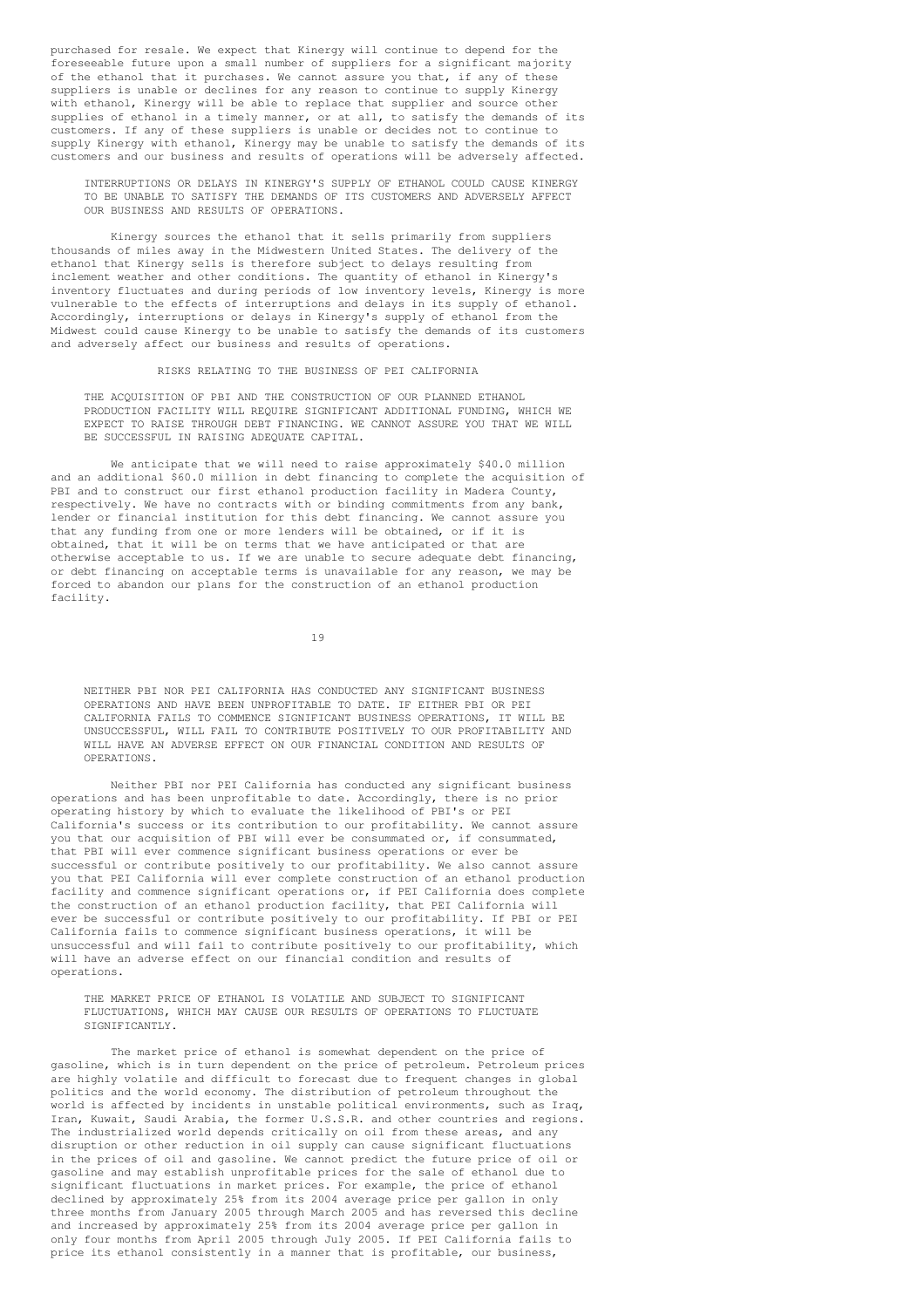purchased for resale. We expect that Kinergy will continue to depend for the foreseeable future upon a small number of suppliers for a significant majority of the ethanol that it purchases. We cannot assure you that, if any of these suppliers is unable or declines for any reason to continue to supply Kinergy with ethanol, Kinergy will be able to replace that supplier and source other supplies of ethanol in a timely manner, or at all, to satisfy the demands of its customers. If any of these suppliers is unable or decides not to continue to supply Kinergy with ethanol, Kinergy may be unable to satisfy the demands of its customers and our business and results of operations will be adversely affected.

INTERRUPTIONS OR DELAYS IN KINERGY'S SUPPLY OF ETHANOL COULD CAUSE KINERGY TO BE UNABLE TO SATISFY THE DEMANDS OF ITS CUSTOMERS AND ADVERSELY AFFECT OUR BUSINESS AND RESULTS OF OPERATIONS.

Kinergy sources the ethanol that it sells primarily from suppliers thousands of miles away in the Midwestern United States. The delivery of the ethanol that Kinergy sells is therefore subject to delays resulting from inclement weather and other conditions. The quantity of ethanol in Kinergy's inventory fluctuates and during periods of low inventory levels, Kinergy is more vulnerable to the effects of interruptions and delays in its supply of ethanol. Accordingly, interruptions or delays in Kinergy's supply of ethanol from the Midwest could cause Kinergy to be unable to satisfy the demands of its customers and adversely affect our business and results of operations.

## RISKS RELATING TO THE BUSINESS OF PEI CALIFORNIA

THE ACQUISITION OF PBI AND THE CONSTRUCTION OF OUR PLANNED ETHANOL PRODUCTION FACILITY WILL REQUIRE SIGNIFICANT ADDITIONAL FUNDING, WHICH WE EXPECT TO RAISE THROUGH DEBT FINANCING. WE CANNOT ASSURE YOU THAT WE WILL BE SUCCESSFUL IN RAISING ADEQUATE CAPITAL.

We anticipate that we will need to raise approximately $40.0 million and an additional $60.0 million in debt financing to complete the acquisition of PBI and to construct our first ethanol production facility in Madera County, respectively. We have no contracts with or binding commitments from any bank, lender or financial institution for this debt financing. We cannot assure you that any funding from one or more lenders will be obtained, or if it is obtained, that it will be on terms that we have anticipated or that are otherwise acceptable to us. If we are unable to secure adequate debt financing, or debt financing on acceptable terms is unavailable for any reason, we may be forced to abandon our plans for the construction of an ethanol production facility.

NEITHER PBI NOR PEI CALIFORNIA HAS CONDUCTED ANY SIGNIFICANT BUSINESS OPERATIONS AND HAVE BEEN UNPROFITABLE TO DATE. IF EITHER PBI OR PEI CALIFORNIA FAILS TO COMMENCE SIGNIFICANT BUSINESS OPERATIONS, IT WILL BE UNSUCCESSFUL, WILL FAIL TO CONTRIBUTE POSITIVELY TO OUR PROFITABILITY AND WILL HAVE AN ADVERSE EFFECT ON OUR FINANCIAL CONDITION AND RESULTS OF OPERATIONS.

Neither PBI nor PEI California has conducted any significant business operations and has been unprofitable to date. Accordingly, there is no prior operating history by which to evaluate the likelihood of PBI's or PEI California's success or its contribution to our profitability. We cannot assure you that our acquisition of PBI will ever be consummated or, if consummated, that PBI will ever commence significant business operations or ever be successful or contribute positively to our profitability. We also cannot assure you that PEI California will ever complete construction of an ethanol production facility and commence significant operations or, if PEI California does complete the construction of an ethanol production facility, that PEI California will ever be successful or contribute positively to our profitability. If PBI or PEI California fails to commence significant business operations, it will be unsuccessful and will fail to contribute positively to our profitability, which will have an adverse effect on our financial condition and results of operations.

THE MARKET PRICE OF ETHANOL IS VOLATILE AND SUBJECT TO SIGNIFICANT FLUCTUATIONS, WHICH MAY CAUSE OUR RESULTS OF OPERATIONS TO FLUCTUATE SIGNIFICANTLY.

The market price of ethanol is somewhat dependent on the price of gasoline, which is in turn dependent on the price of petroleum. Petroleum prices are highly volatile and difficult to forecast due to frequent changes in global politics and the world economy. The distribution of petroleum throughout the world is affected by incidents in unstable political environments, such as Iraq, Iran, Kuwait, Saudi Arabia, the former U.S.S.R. and other countries and regions. The industrialized world depends critically on oil from these areas, and any disruption or other reduction in oil supply can cause significant fluctuations in the prices of oil and gasoline. We cannot predict the future price of oil or gasoline and may establish unprofitable prices for the sale of ethanol due to significant fluctuations in market prices. For example, the price of ethanol declined by approximately 25% from its 2004 average price per gallon in only three months from January 2005 through March 2005 and has reversed this decline and increased by approximately 25% from its 2004 average price per gallon in only four months from April 2005 through July 2005. If PEI California fails to price its ethanol consistently in a manner that is profitable, our business,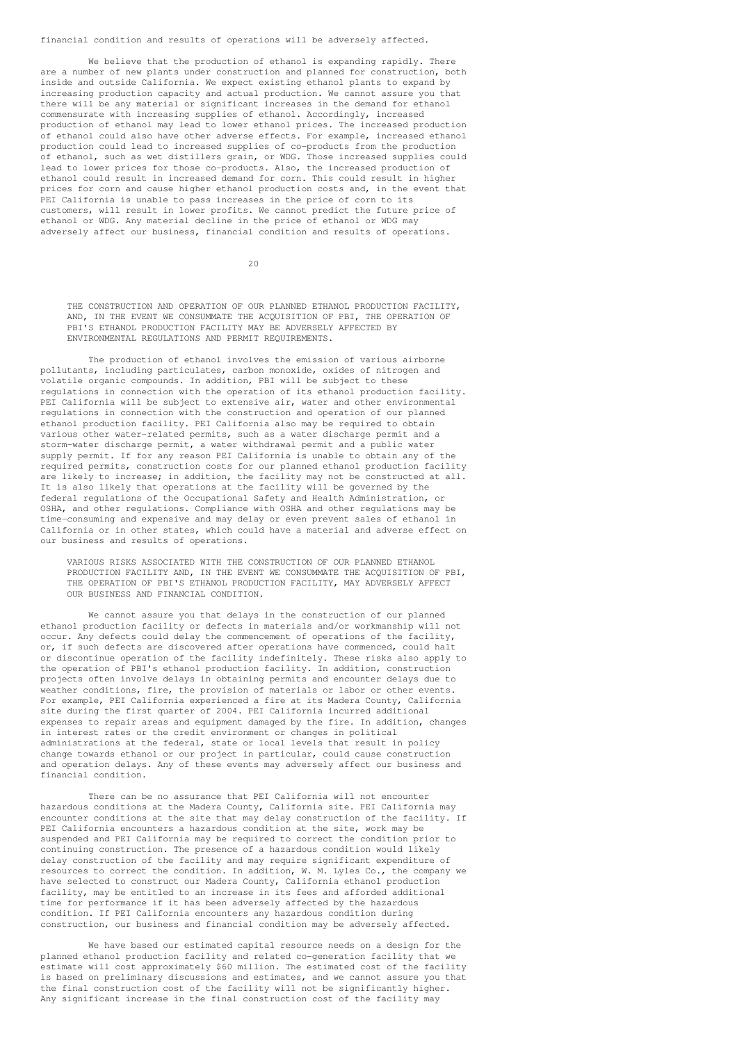financial condition and results of operations will be adversely affected.

We believe that the production of ethanol is expanding rapidly. There are a number of new plants under construction and planned for construction, both inside and outside California. We expect existing ethanol plants to expand by increasing production capacity and actual production. We cannot assure you that there will be any material or significant increases in the demand for ethanol commensurate with increasing supplies of ethanol. Accordingly, increased production of ethanol may lead to lower ethanol prices. The increased production of ethanol could also have other adverse effects. For example, increased ethanol production could lead to increased supplies of co-products from the production of ethanol, such as wet distillers grain, or WDG. Those increased supplies could lead to lower prices for those co-products. Also, the increased production of ethanol could result in increased demand for corn. This could result in higher prices for corn and cause higher ethanol production costs and, in the event that PEI California is unable to pass increases in the price of corn to its customers, will result in lower profits. We cannot predict the future price of ethanol or WDG. Any material decline in the price of ethanol or WDG may adversely affect our business, financial condition and results of operations.

THE CONSTRUCTION AND OPERATION OF OUR PLANNED ETHANOL PRODUCTION FACILITY, AND, IN THE EVENT WE CONSUMMATE THE ACQUISITION OF PBI, THE OPERATION OF PBI'S ETHANOL PRODUCTION FACILITY MAY BE ADVERSELY AFFECTED BY ENVIRONMENTAL REGULATIONS AND PERMIT REQUIREMENTS.

The production of ethanol involves the emission of various airborne pollutants, including particulates, carbon monoxide, oxides of nitrogen and volatile organic compounds. In addition, PBI will be subject to these regulations in connection with the operation of its ethanol production facility. PEI California will be subject to extensive air, water and other environmental regulations in connection with the construction and operation of our planned ethanol production facility. PEI California also may be required to obtain various other water-related permits, such as a water discharge permit and a storm-water discharge permit, a water withdrawal permit and a public water supply permit. If for any reason PEI California is unable to obtain any of the required permits, construction costs for our planned ethanol production facility are likely to increase; in addition, the facility may not be constructed at all. It is also likely that operations at the facility will be governed by the federal regulations of the Occupational Safety and Health Administration, or OSHA, and other regulations. Compliance with OSHA and other regulations may be time-consuming and expensive and may delay or even prevent sales of ethanol in California or in other states, which could have a material and adverse effect on our business and results of operations.

VARIOUS RISKS ASSOCIATED WITH THE CONSTRUCTION OF OUR PLANNED ETHANOL PRODUCTION FACILITY AND, IN THE EVENT WE CONSUMMATE THE ACQUISITION OF PBI, THE OPERATION OF PBI'S ETHANOL PRODUCTION FACILITY, MAY ADVERSELY AFFECT OUR BUSINESS AND FINANCIAL CONDITION.

We cannot assure you that delays in the construction of our planned ethanol production facility or defects in materials and/or workmanship will not occur. Any defects could delay the commencement of operations of the facility, or, if such defects are discovered after operations have commenced, could halt or discontinue operation of the facility indefinitely. These risks also apply to the operation of PBI's ethanol production facility. In addition, construction projects often involve delays in obtaining permits and encounter delays due to weather conditions, fire, the provision of materials or labor or other events. For example, PEI California experienced a fire at its Madera County, California site during the first quarter of 2004. PEI California incurred additional expenses to repair areas and equipment damaged by the fire. In addition, changes in interest rates or the credit environment or changes in political administrations at the federal, state or local levels that result in policy change towards ethanol or our project in particular, could cause construction and operation delays. Any of these events may adversely affect our business and financial condition.

There can be no assurance that PEI California will not encounter hazardous conditions at the Madera County, California site. PEI California may encounter conditions at the site that may delay construction of the facility. If PEI California encounters a hazardous condition at the site, work may be suspended and PEI California may be required to correct the condition prior to continuing construction. The presence of a hazardous condition would likely delay construction of the facility and may require significant expenditure of resources to correct the condition. In addition, W. M. Lyles Co., the company we have selected to construct our Madera County, California ethanol production facility, may be entitled to an increase in its fees and afforded additional time for performance if it has been adversely affected by the hazardous condition. If PEI California encounters any hazardous condition during construction, our business and financial condition may be adversely affected.

We have based our estimated capital resource needs on a design for the planned ethanol production facility and related co-generation facility that we estimate will cost approximately $60 million. The estimated cost of the facility is based on preliminary discussions and estimates, and we cannot assure you that the final construction cost of the facility will not be significantly higher. Any significant increase in the final construction cost of the facility may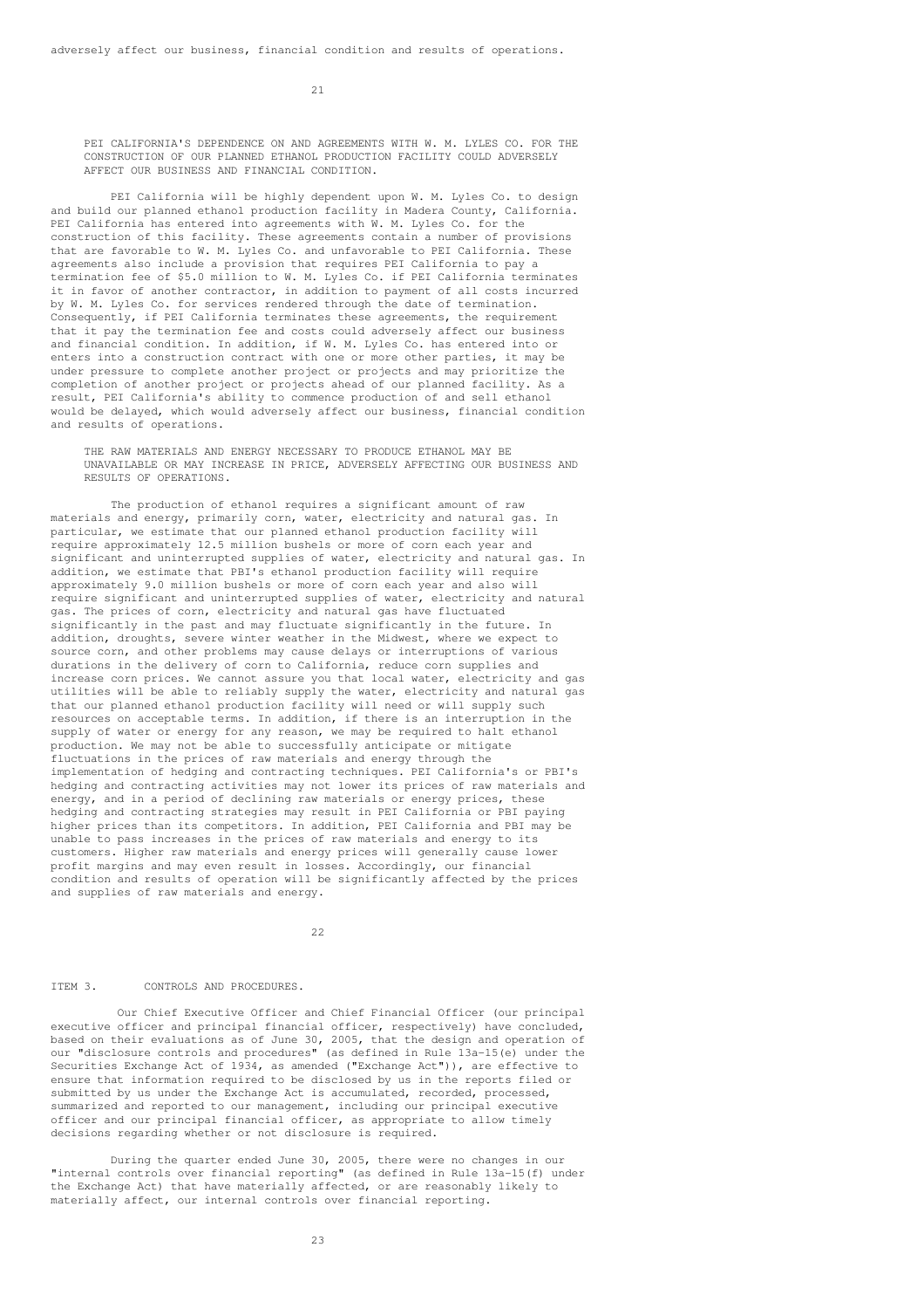adversely affect our business, financial condition and results of operations.

**PEI CALIFORNIA'S DEPENDENCE ON AND AGREEMENTS WITH W. M. LYLES CO. FOR THE CONSTRUCTION OF OUR PLANNED ETHANOL PRODUCTION FACILITY COULD ADVERSELY AFFECT OUR BUSINESS AND FINANCIAL CONDITION.**

PEI California will be highly dependent upon W. M. Lyles Co. to design and build our planned ethanol production facility in Madera County, California. PEI California has entered into agreements with W. M. Lyles Co. for the construction of this facility. These agreements contain a number of provisions that are favorable to W. M. Lyles Co. and unfavorable to PEI California. These agreements also include a provision that requires PEI California to pay a termination fee of $5.0 million to W. M. Lyles Co. if PEI California terminates it in favor of another contractor, in addition to payment of all costs incurred by W. M. Lyles Co. for services rendered through the date of termination. Consequently, if PEI California terminates these agreements, the requirement that it pay the termination fee and costs could adversely affect our business and financial condition. In addition, if W. M. Lyles Co. has entered into or enters into a construction contract with one or more other parties, it may be under pressure to complete another project or projects and may prioritize the completion of another project or projects ahead of our planned facility. As a result, PEI California's ability to commence production of and sell ethanol would be delayed, which would adversely affect our business, financial condition and results of operations.

**THE RAW MATERIALS AND ENERGY NECESSARY TO PRODUCE ETHANOL MAY BE UNAVAILABLE OR MAY INCREASE IN PRICE, ADVERSELY AFFECTING OUR BUSINESS AND RESULTS OF OPERATIONS.**

The production of ethanol requires a significant amount of raw materials and energy, primarily corn, water, electricity and natural gas. In particular, we estimate that our planned ethanol production facility will require approximately 12.5 million bushels or more of corn each year and significant and uninterrupted supplies of water, electricity and natural gas. In addition, we estimate that PBI's ethanol production facility will require approximately 9.0 million bushels or more of corn each year and also will require significant and uninterrupted supplies of water, electricity and natural gas. The prices of corn, electricity and natural gas have fluctuated significantly in the past and may fluctuate significantly in the future. In addition, droughts, severe winter weather in the Midwest, where we expect to source corn, and other problems may cause delays or interruptions of various durations in the delivery of corn to California, reduce corn supplies and increase corn prices. We cannot assure you that local water, electricity and gas utilities will be able to reliably supply the water, electricity and natural gas that our planned ethanol production facility will need or will supply such resources on acceptable terms. In addition, if there is an interruption in the supply of water or energy for any reason, we may be required to halt ethanol production. We may not be able to successfully anticipate or mitigate fluctuations in the prices of raw materials and energy through the implementation of hedging and contracting techniques. PEI California's or PBI's hedging and contracting activities may not lower its prices of raw materials and energy, and in a period of declining raw materials or energy prices, these hedging and contracting strategies may result in PEI California or PBI paying higher prices than its competitors. In addition, PEI California and PBI may be unable to pass increases in the prices of raw materials and energy to its customers. Higher raw materials and energy prices will generally cause lower profit margins and may even result in losses. Accordingly, our financial condition and results of operation will be significantly affected by the prices and supplies of raw materials and energy.

## ITEM 3. CONTROLS AND PROCEDURES.

Our Chief Executive Officer and Chief Financial Officer (our principal executive officer and principal financial officer, respectively) have concluded, based on their evaluations as of June 30, 2005, that the design and operation of our "disclosure controls and procedures" (as defined in Rule 13a-15(e) under the Securities Exchange Act of 1934, as amended ("Exchange Act")), are effective to ensure that information required to be disclosed by us in the reports filed or submitted by us under the Exchange Act is accumulated, recorded, processed, summarized and reported to our management, including our principal executive officer and our principal financial officer, as appropriate to allow timely decisions regarding whether or not disclosure is required.

During the quarter ended June 30, 2005, there were no changes in our "internal controls over financial reporting" (as defined in Rule 13a-15(f) under the Exchange Act) that have materially affected, or are reasonably likely to materially affect, our internal controls over financial reporting.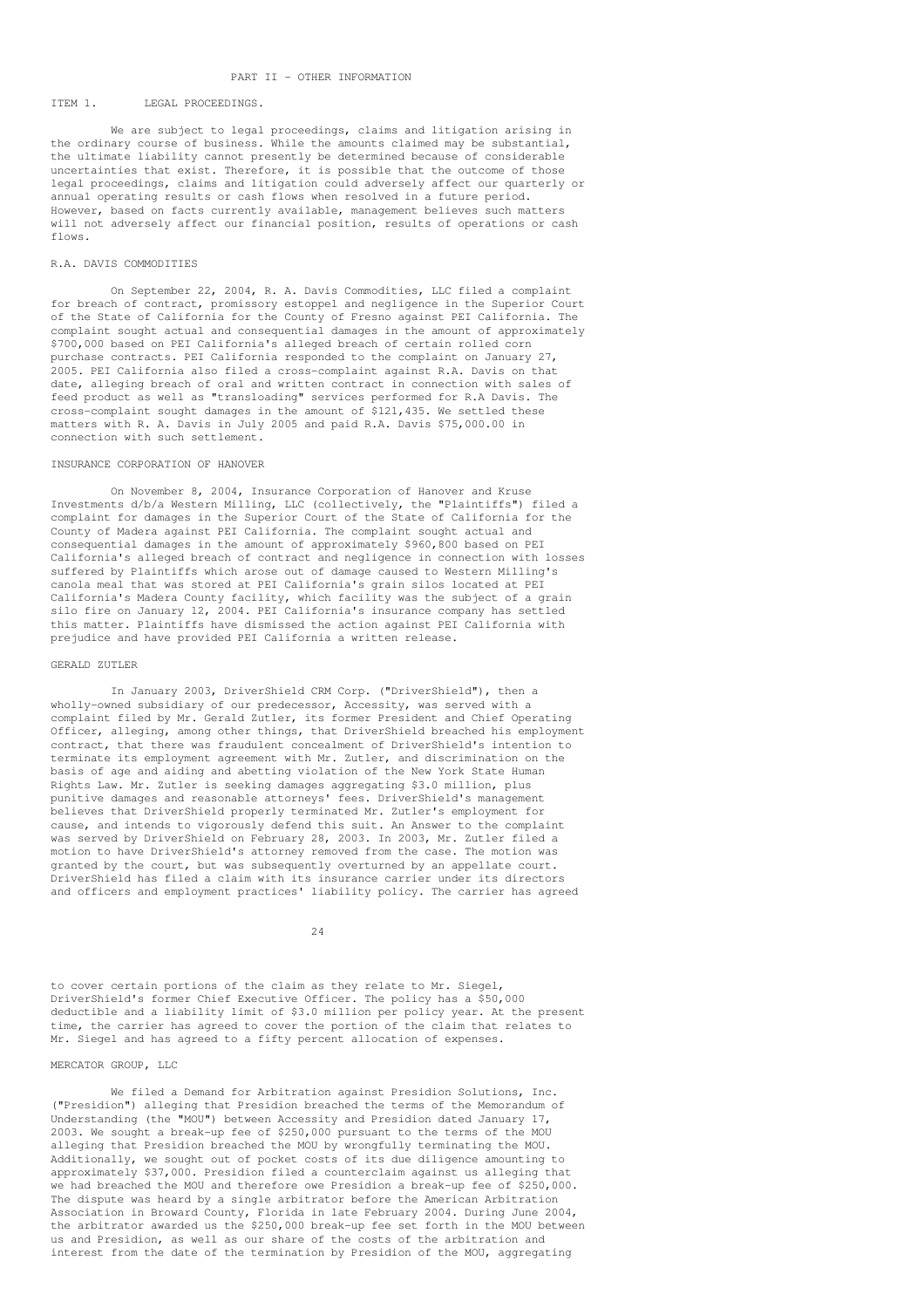## PART II - OTHER INFORMATION

### ITEM 1. LEGAL PROCEEDINGS.

We are subject to legal proceedings, claims and litigation arising in the ordinary course of business. While the amounts claimed may be substantial, the ultimate liability cannot presently be determined because of considerable uncertainties that exist. Therefore, it is possible that the outcome of those legal proceedings, claims and litigation could adversely affect our quarterly or annual operating results or cash flows when resolved in a future period. However, based on facts currently available, management believes such matters will not adversely affect our financial position, results of operations or cash flows.

#### R.A. DAVIS COMMODITIES

On September 22, 2004, R. A. Davis Commodities, LLC filed a complaint for breach of contract, promissory estoppel and negligence in the Superior Court of the State of California for the County of Fresno against PEI California. The complaint sought actual and consequential damages in the amount of approximately $700,000 based on PEI California's alleged breach of certain rolled corn purchase contracts. PEI California responded to the complaint on January 27, 2005. PEI California also filed a cross-complaint against R.A. Davis on that date, alleging breach of oral and written contract in connection with sales of feed product as well as "transloading" services performed for R.A Davis. The cross-complaint sought damages in the amount of $121,435. We settled these matters with R. A. Davis in July 2005 and paid R.A. Davis $75,000.00 in connection with such settlement.

#### INSURANCE CORPORATION OF HANOVER

On November 8, 2004, Insurance Corporation of Hanover and Kruse Investments d/b/a Western Milling, LLC (collectively, the "Plaintiffs") filed a complaint for damages in the Superior Court of the State of California for the County of Madera against PEI California. The complaint sought actual and consequential damages in the amount of approximately $960,800 based on PEI California's alleged breach of contract and negligence in connection with losses suffered by Plaintiffs which arose out of damage caused to Western Milling's canola meal that was stored at PEI California's grain silos located at PEI California's Madera County facility, which facility was the subject of a grain silo fire on January 12, 2004. PEI California's insurance company has settled this matter. Plaintiffs have dismissed the action against PEI California with prejudice and have provided PEI California a written release.

#### GERALD ZUTLER

In January 2003, DriverShield CRM Corp. ("DriverShield"), then a wholly-owned subsidiary of our predecessor, Accessity, was served with a complaint filed by Mr. Gerald Zutler, its former President and Chief Operating Officer, alleging, among other things, that DriverShield breached his employment contract, that there was fraudulent concealment of DriverShield's intention to terminate its employment agreement with Mr. Zutler, and discrimination on the basis of age and aiding and abetting violation of the New York State Human Rights Law. Mr. Zutler is seeking damages aggregating $3.0 million, plus punitive damages and reasonable attorneys' fees. DriverShield's management believes that DriverShield properly terminated Mr. Zutler's employment for cause, and intends to vigorously defend this suit. An Answer to the complaint was served by DriverShield on February 28, 2003. In 2003, Mr. Zutler filed a motion to have DriverShield's attorney removed from the case. The motion was granted by the court, but was subsequently overturned by an appellate court. DriverShield has filed a claim with its insurance carrier under its directors and officers and employment practices' liability policy. The carrier has agreed to cover certain portions of the claim as they relate to Mr. Siegel, DriverShield's former Chief Executive Officer. The policy has a $50,000 deductible and a liability limit of $3.0 million per policy year. At the present time, the carrier has agreed to cover the portion of the claim that relates to Mr. Siegel and has agreed to a fifty percent allocation of expenses.

#### MERCATOR GROUP, LLC

We filed a Demand for Arbitration against Presidion Solutions, Inc. ("Presidion") alleging that Presidion breached the terms of the Memorandum of Understanding (the "MOU") between Accessity and Presidion dated January 17, 2003. We sought a break-up fee of $250,000 pursuant to the terms of the MOU alleging that Presidion breached the MOU by wrongfully terminating the MOU. Additionally, we sought out of pocket costs of its due diligence amounting to approximately $37,000. Presidion filed a counterclaim against us alleging that we had breached the MOU and therefore owe Presidion a break-up fee of $250,000. The dispute was heard by a single arbitrator before the American Arbitration Association in Broward County, Florida in late February 2004. During June 2004, the arbitrator awarded us the $250,000 break-up fee set forth in the MOU between us and Presidion, as well as our share of the costs of the arbitration and interest from the date of the termination by Presidion of the MOU, aggregating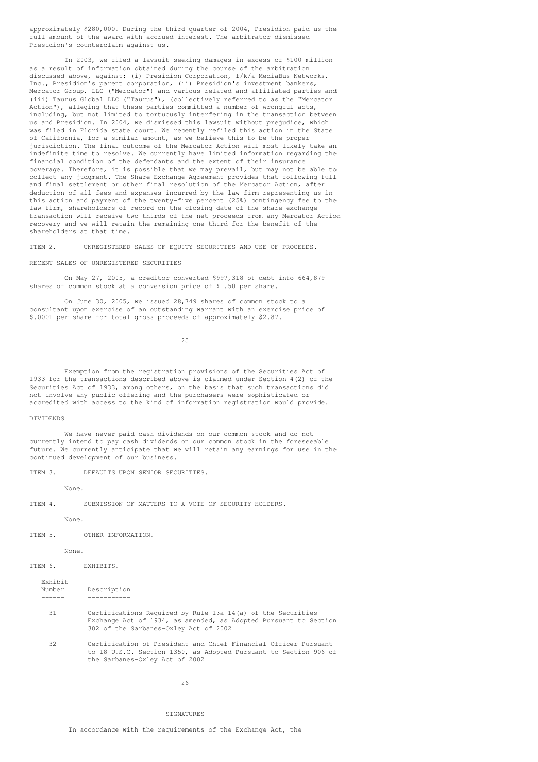approximately $280,000. During the third quarter of 2004, Presidion paid us the full amount of the award with accrued interest. The arbitrator dismissed Presidion's counterclaim against us.

In 2003, we filed a lawsuit seeking damages in excess of $100 million as a result of information obtained during the course of the arbitration discussed above, against: (i) Presidion Corporation, f/k/a MediaBus Networks, Inc., Presidion's parent corporation, (ii) Presidion's investment bankers, Mercator Group, LLC ("Mercator") and various related and affiliated parties and (iii) Taurus Global LLC ("Taurus"), (collectively referred to as the "Mercator Action"), alleging that these parties committed a number of wrongful acts, including, but not limited to tortuously interfering in the transaction between us and Presidion. In 2004, we dismissed this lawsuit without prejudice, which was filed in Florida state court. We recently refiled this action in the State of California, for a similar amount, as we believe this to be the proper jurisdiction. The final outcome of the Mercator Action will most likely take an indefinite time to resolve. We currently have limited information regarding the financial condition of the defendants and the extent of their insurance coverage. Therefore, it is possible that we may prevail, but may not be able to collect any judgment. The Share Exchange Agreement provides that following full and final settlement or other final resolution of the Mercator Action, after deduction of all fees and expenses incurred by the law firm representing us in this action and payment of the twenty-five percent (25%) contingency fee to the law firm, shareholders of record on the closing date of the share exchange transaction will receive two-thirds of the net proceeds from any Mercator Action recovery and we will retain the remaining one-third for the benefit of the shareholders at that time.

## ITEM 2. UNREGISTERED SALES OF EQUITY SECURITIES AND USE OF PROCEEDS.

### RECENT SALES OF UNREGISTERED SECURITIES

On May 27, 2005, a creditor converted $997,318 of debt into 664,879 shares of common stock at a conversion price of $1.50 per share.

On June 30, 2005, we issued 28,749 shares of common stock to a consultant upon exercise of an outstanding warrant with an exercise price of $.0001 per share for total gross proceeds of approximately $2.87.

Exemption from the registration provisions of the Securities Act of 1933 for the transactions described above is claimed under Section 4(2) of the Securities Act of 1933, among others, on the basis that such transactions did not involve any public offering and the purchasers were sophisticated or accredited with access to the kind of information registration would provide.

### DIVIDENDS

We have never paid cash dividends on our common stock and do not currently intend to pay cash dividends on our common stock in the foreseeable future. We currently anticipate that we will retain any earnings for use in the continued development of our business.

## ITEM 3. DEFAULTS UPON SENIOR SECURITIES.

None.

## ITEM 4. SUBMISSION OF MATTERS TO A VOTE OF SECURITY HOLDERS.

None.

## ITEM 5. OTHER INFORMATION.

None.

## ITEM 6. EXHIBITS.

| Exhibit Number | Description |
|---|---|
| 31 | Certifications Required by Rule 13a-14(a) of the Securities Exchange Act of 1934, as amended, as Adopted Pursuant to Section 302 of the Sarbanes-Oxley Act of 2002 |
| 32 | Certification of President and Chief Financial Officer Pursuant to 18 U.S.C. Section 1350, as Adopted Pursuant to Section 906 of the Sarbanes-Oxley Act of 2002 |

## SIGNATURES

In accordance with the requirements of the Exchange Act, the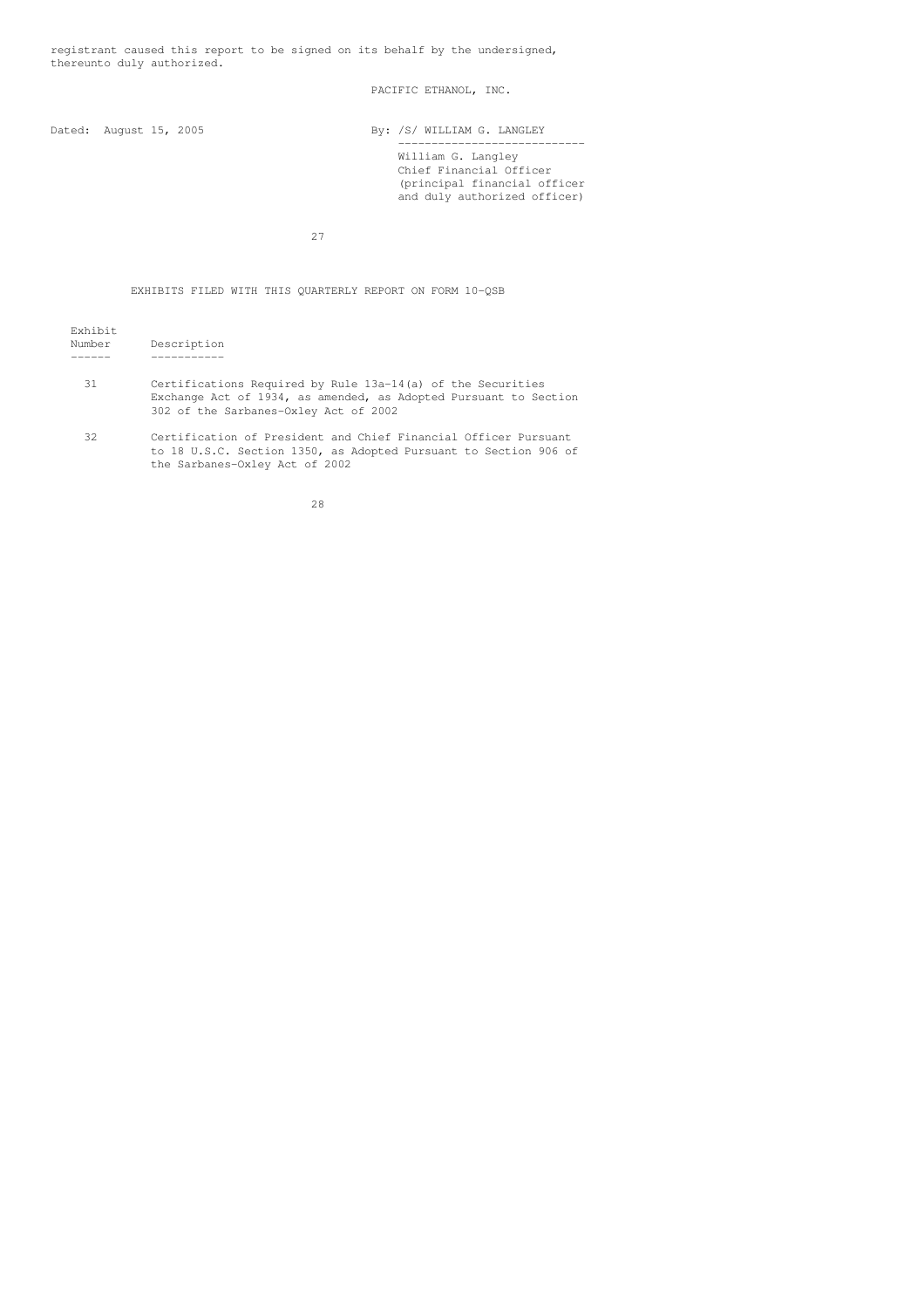registrant caused this report to be signed on its behalf by the undersigned, thereunto duly authorized.

PACIFIC ETHANOL, INC.

Dated: August 15, 2005

By: /S/ WILLIAM G. LANGLEY

William G. Langley
Chief Financial Officer
(principal financial officer and duly authorized officer)

EXHIBITS FILED WITH THIS QUARTERLY REPORT ON FORM 10-QSB

| Exhibit Number | Description |
|---|---|
| 31 | Certifications Required by Rule 13a-14(a) of the Securities Exchange Act of 1934, as amended, as Adopted Pursuant to Section 302 of the Sarbanes-Oxley Act of 2002 |
| 32 | Certification of President and Chief Financial Officer Pursuant to 18 U.S.C. Section 1350, as Adopted Pursuant to Section 906 of the Sarbanes-Oxley Act of 2002 |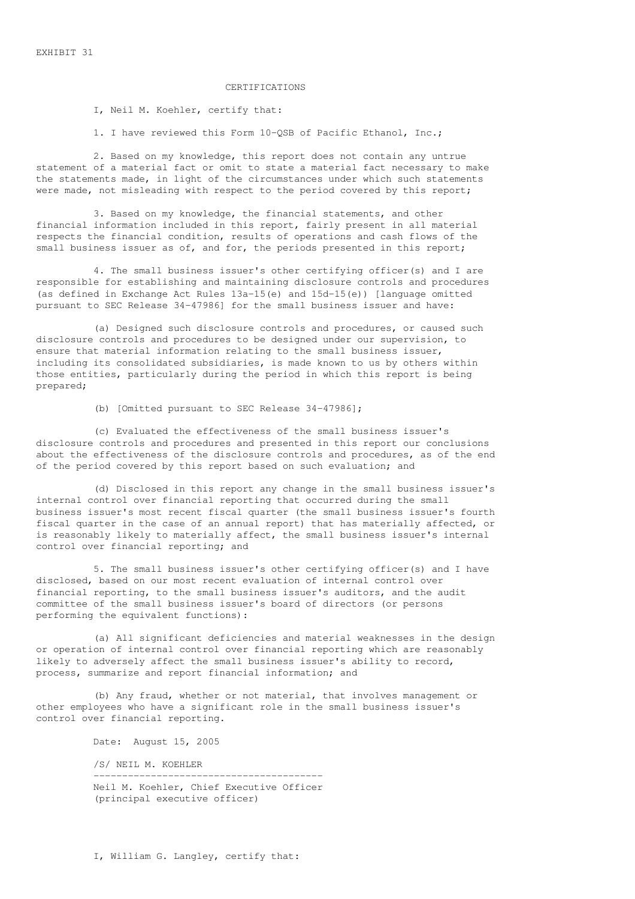EXHIBIT 31

# CERTIFICATIONS

I, Neil M. Koehler, certify that:

1. I have reviewed this Form 10-QSB of Pacific Ethanol, Inc.;

2. Based on my knowledge, this report does not contain any untrue statement of a material fact or omit to state a material fact necessary to make the statements made, in light of the circumstances under which such statements were made, not misleading with respect to the period covered by this report;

3. Based on my knowledge, the financial statements, and other financial information included in this report, fairly present in all material respects the financial condition, results of operations and cash flows of the small business issuer as of, and for, the periods presented in this report;

4. The small business issuer's other certifying officer(s) and I are responsible for establishing and maintaining disclosure controls and procedures (as defined in Exchange Act Rules 13a-15(e) and 15d-15(e)) [language omitted pursuant to SEC Release 34-47986] for the small business issuer and have:

(a) Designed such disclosure controls and procedures, or caused such disclosure controls and procedures to be designed under our supervision, to ensure that material information relating to the small business issuer, including its consolidated subsidiaries, is made known to us by others within those entities, particularly during the period in which this report is being prepared;

(b) [Omitted pursuant to SEC Release 34-47986];

(c) Evaluated the effectiveness of the small business issuer's disclosure controls and procedures and presented in this report our conclusions about the effectiveness of the disclosure controls and procedures, as of the end of the period covered by this report based on such evaluation; and

(d) Disclosed in this report any change in the small business issuer's internal control over financial reporting that occurred during the small business issuer's most recent fiscal quarter (the small business issuer's fourth fiscal quarter in the case of an annual report) that has materially affected, or is reasonably likely to materially affect, the small business issuer's internal control over financial reporting; and

5. The small business issuer's other certifying officer(s) and I have disclosed, based on our most recent evaluation of internal control over financial reporting, to the small business issuer's auditors, and the audit committee of the small business issuer's board of directors (or persons performing the equivalent functions):

(a) All significant deficiencies and material weaknesses in the design or operation of internal control over financial reporting which are reasonably likely to adversely affect the small business issuer's ability to record, process, summarize and report financial information; and

(b) Any fraud, whether or not material, that involves management or other employees who have a significant role in the small business issuer's control over financial reporting.

Date: August 15, 2005

/S/ NEIL M. KOEHLER

---

Neil M. Koehler, Chief Executive Officer
(principal executive officer)

I, William G. Langley, certify that: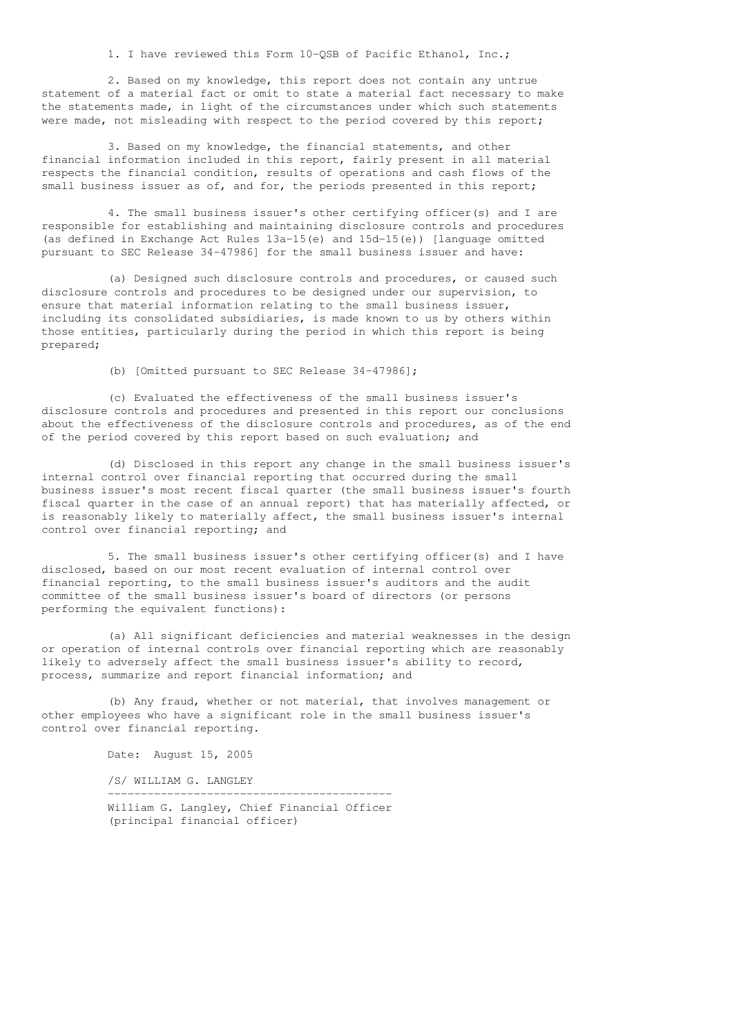1. I have reviewed this Form 10-QSB of Pacific Ethanol, Inc.;

2. Based on my knowledge, this report does not contain any untrue statement of a material fact or omit to state a material fact necessary to make the statements made, in light of the circumstances under which such statements were made, not misleading with respect to the period covered by this report;

3. Based on my knowledge, the financial statements, and other financial information included in this report, fairly present in all material respects the financial condition, results of operations and cash flows of the small business issuer as of, and for, the periods presented in this report;

4. The small business issuer's other certifying officer(s) and I are responsible for establishing and maintaining disclosure controls and procedures (as defined in Exchange Act Rules 13a-15(e) and 15d-15(e)) [language omitted pursuant to SEC Release 34-47986] for the small business issuer and have:

(a) Designed such disclosure controls and procedures, or caused such disclosure controls and procedures to be designed under our supervision, to ensure that material information relating to the small business issuer, including its consolidated subsidiaries, is made known to us by others within those entities, particularly during the period in which this report is being prepared;

(b) [Omitted pursuant to SEC Release 34-47986];

(c) Evaluated the effectiveness of the small business issuer's disclosure controls and procedures and presented in this report our conclusions about the effectiveness of the disclosure controls and procedures, as of the end of the period covered by this report based on such evaluation; and

(d) Disclosed in this report any change in the small business issuer's internal control over financial reporting that occurred during the small business issuer's most recent fiscal quarter (the small business issuer's fourth fiscal quarter in the case of an annual report) that has materially affected, or is reasonably likely to materially affect, the small business issuer's internal control over financial reporting; and

5. The small business issuer's other certifying officer(s) and I have disclosed, based on our most recent evaluation of internal control over financial reporting, to the small business issuer's auditors and the audit committee of the small business issuer's board of directors (or persons performing the equivalent functions):

(a) All significant deficiencies and material weaknesses in the design or operation of internal controls over financial reporting which are reasonably likely to adversely affect the small business issuer's ability to record, process, summarize and report financial information; and

(b) Any fraud, whether or not material, that involves management or other employees who have a significant role in the small business issuer's control over financial reporting.

Date: August 15, 2005

/S/ WILLIAM G. LANGLEY

William G. Langley, Chief Financial Officer
(principal financial officer)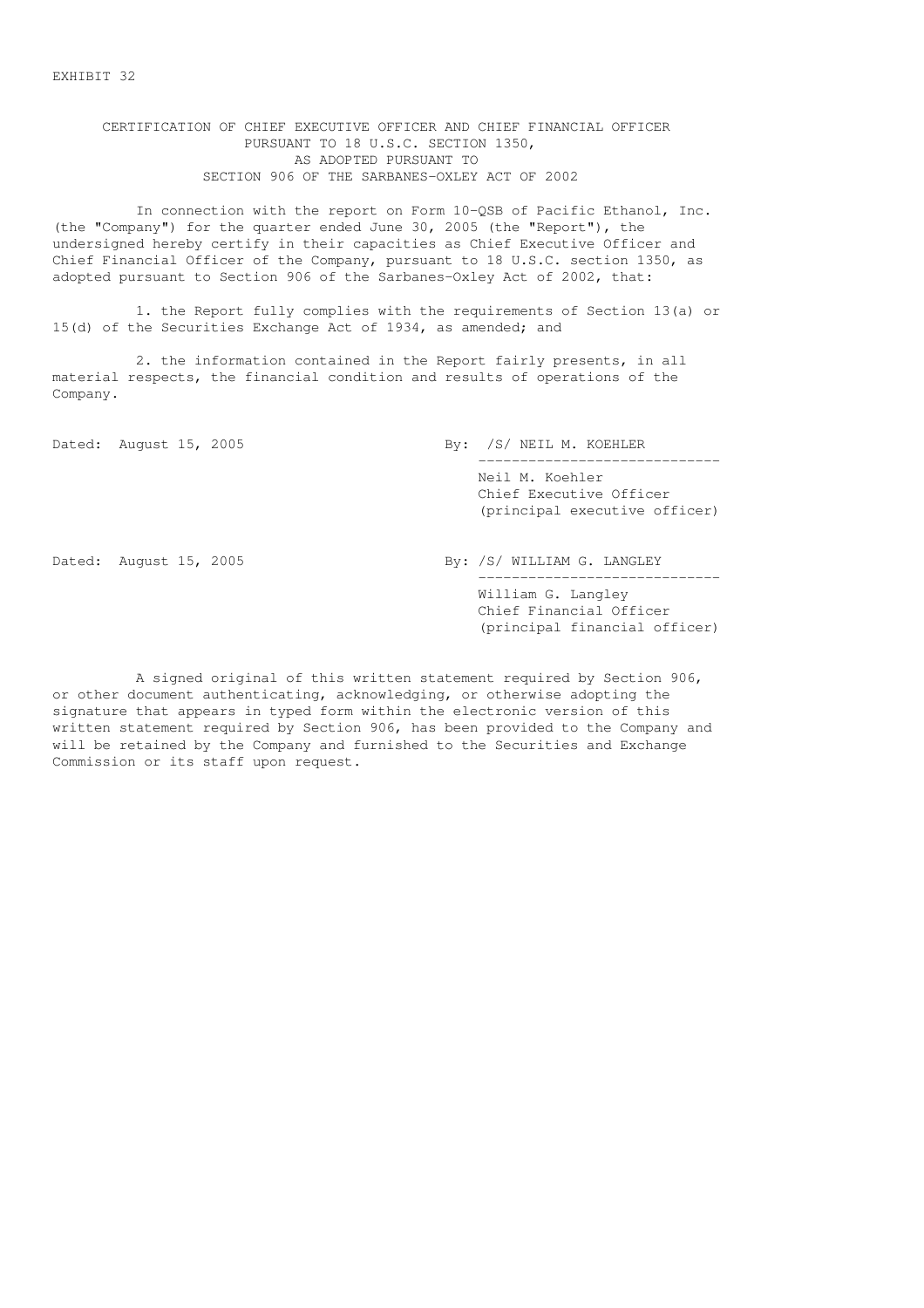EXHIBIT 32

# CERTIFICATION OF CHIEF EXECUTIVE OFFICER AND CHIEF FINANCIAL OFFICER PURSUANT TO 18 U.S.C. SECTION 1350, AS ADOPTED PURSUANT TO SECTION 906 OF THE SARBANES-OXLEY ACT OF 2002

In connection with the report on Form 10-QSB of Pacific Ethanol, Inc. (the "Company") for the quarter ended June 30, 2005 (the "Report"), the undersigned hereby certify in their capacities as Chief Executive Officer and Chief Financial Officer of the Company, pursuant to 18 U.S.C. section 1350, as adopted pursuant to Section 906 of the Sarbanes-Oxley Act of 2002, that:

1. the Report fully complies with the requirements of Section 13(a) or 15(d) of the Securities Exchange Act of 1934, as amended; and

2. the information contained in the Report fairly presents, in all material respects, the financial condition and results of operations of the Company.

Dated: August 15, 2005

By: /S/ NEIL M. KOEHLER
Neil M. Koehler
Chief Executive Officer
(principal executive officer)

Dated: August 15, 2005

By: /S/ WILLIAM G. LANGLEY
William G. Langley
Chief Financial Officer
(principal financial officer)

A signed original of this written statement required by Section 906, or other document authenticating, acknowledging, or otherwise adopting the signature that appears in typed form within the electronic version of this written statement required by Section 906, has been provided to the Company and will be retained by the Company and furnished to the Securities and Exchange Commission or its staff upon request.